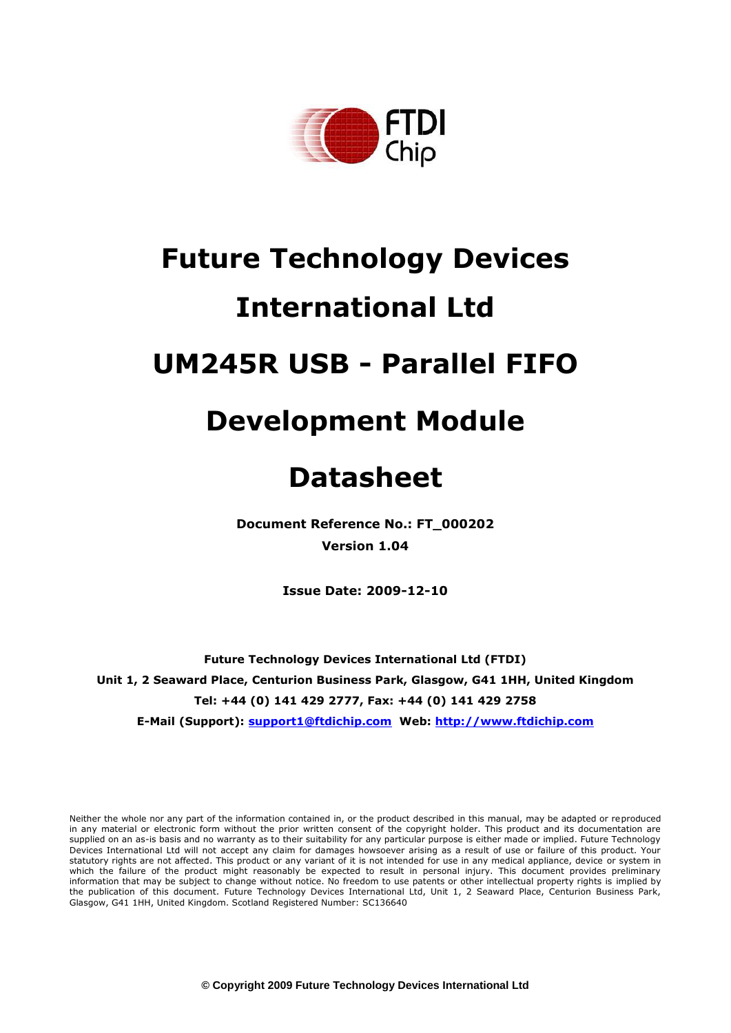# Future Technology Devices International Ltd

# UM245R USB - Parallel FIFO Development Module Datasheet

**Document Reference No.: FT_000202**

**Version 1.04**

**Issue Date: 2009-12-10**

**Future Technology Devices International Ltd (FTDI)**

**Unit 1, 2 Seaward Place, Centurion Business Park, Glasgow, G41 1HH, United Kingdom**

**Tel: +44 (0) 141 429 2777, Fax: +44 (0) 141 429 2758**

**E-Mail (Support): support1@ftdichip.com Web: http://www.ftdichip.com**

Neither the whole nor any part of the information contained in, or the product described in this manual, may be adapted or reproduced in any material or electronic form without the prior written consent of the copyright holder. This product and its documentation are supplied on an as-is basis and no warranty as to their suitability for any particular purpose is either made or implied. Future Technology Devices International Ltd will not accept any claim for damages howsoever arising as a result of use or failure of this product. Your statutory rights are not affected. This product or any variant of it is not intended for use in any medical appliance, device or system in which the failure of the product might reasonably be expected to result in personal injury. This document provides preliminary information that may be subject to change without notice. No freedom to use patents or other intellectual property rights is implied by the publication of this document. Future Technology Devices International Ltd, Unit 1, 2 Seaward Place, Centurion Business Park, Glasgow, G41 1HH, United Kingdom. Scotland Registered Number: SC136640

© Copyright 2009 Future Technology Devices International Ltd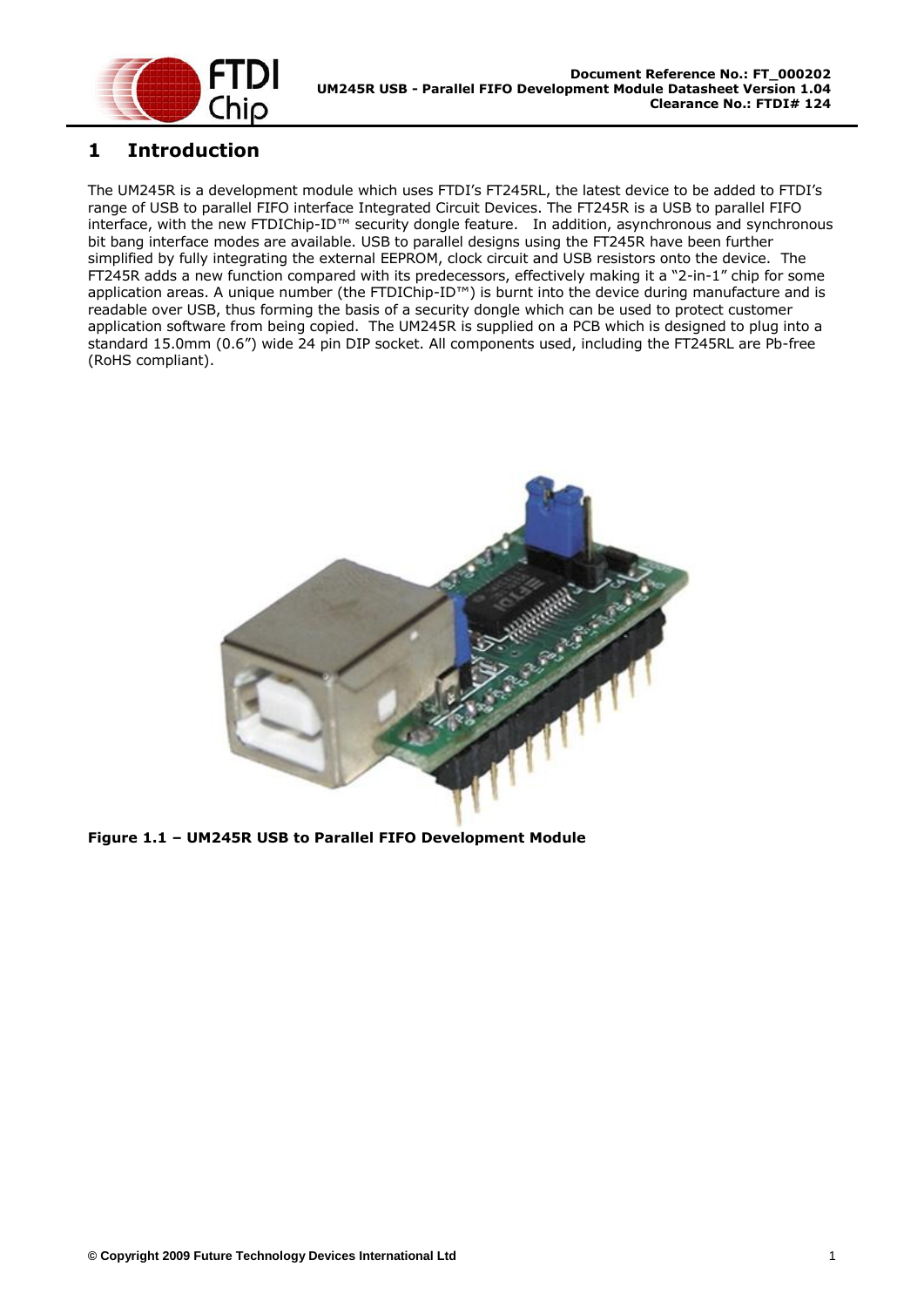# 1 Introduction

The UM245R is a development module which uses FTDI's FT245RL, the latest device to be added to FTDI's range of USB to parallel FIFO interface Integrated Circuit Devices. The FT245R is a USB to parallel FIFO interface, with the new FTDIChip-ID™ security dongle feature. In addition, asynchronous and synchronous bit bang interface modes are available. USB to parallel designs using the FT245R have been further simplified by fully integrating the external EEPROM, clock circuit and USB resistors onto the device. The FT245R adds a new function compared with its predecessors, effectively making it a "2-in-1" chip for some application areas. A unique number (the FTDIChip-ID™) is burnt into the device during manufacture and is readable over USB, thus forming the basis of a security dongle which can be used to protect customer application software from being copied. The UM245R is supplied on a PCB which is designed to plug into a standard 15.0mm (0.6") wide 24 pin DIP socket. All components used, including the FT245RL are Pb-free (RoHS compliant).

**Figure 1.1 – UM245R USB to Parallel FIFO Development Module**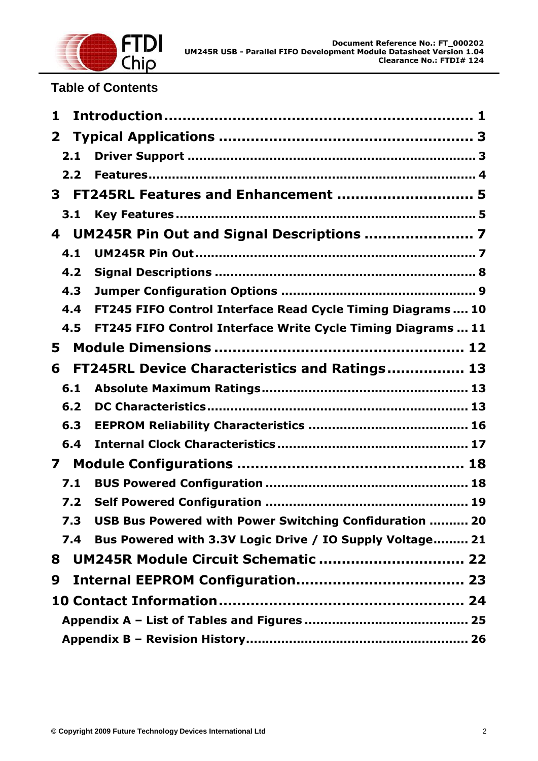## Table of Contents

- **1 Introduction** ........ 1
- **2 Typical Applications** ........ 3
  - **2.1 Driver Support** ........ 3
  - **2.2 Features** ........ 4
- **3 FT245RL Features and Enhancement** ........ 5
  - **3.1 Key Features** ........ 5
- **4 UM245R Pin Out and Signal Descriptions** ........ 7
  - **4.1 UM245R Pin Out** ........ 7
  - **4.2 Signal Descriptions** ........ 8
  - **4.3 Jumper Configuration Options** ........ 9
  - **4.4 FT245 FIFO Control Interface Read Cycle Timing Diagrams** ........ 10
  - **4.5 FT245 FIFO Control Interface Write Cycle Timing Diagrams** ........ 11
- **5 Module Dimensions** ........ 12
- **6 FT245RL Device Characteristics and Ratings** ........ 13
  - **6.1 Absolute Maximum Ratings** ........ 13
  - **6.2 DC Characteristics** ........ 13
  - **6.3 EEPROM Reliability Characteristics** ........ 16
  - **6.4 Internal Clock Characteristics** ........ 17
- **7 Module Configurations** ........ 18
  - **7.1 BUS Powered Configuration** ........ 18
  - **7.2 Self Powered Configuration** ........ 19
  - **7.3 USB Bus Powered with Power Switching Confiduration** ........ 20
  - **7.4 Bus Powered with 3.3V Logic Drive / IO Supply Voltage** ........ 21
- **8 UM245R Module Circuit Schematic** ........ 22
- **9 Internal EEPROM Configuration** ........ 23
- **10 Contact Information** ........ 24
  - **Appendix A – List of Tables and Figures** ........ 25
  - **Appendix B – Revision History** ........ 26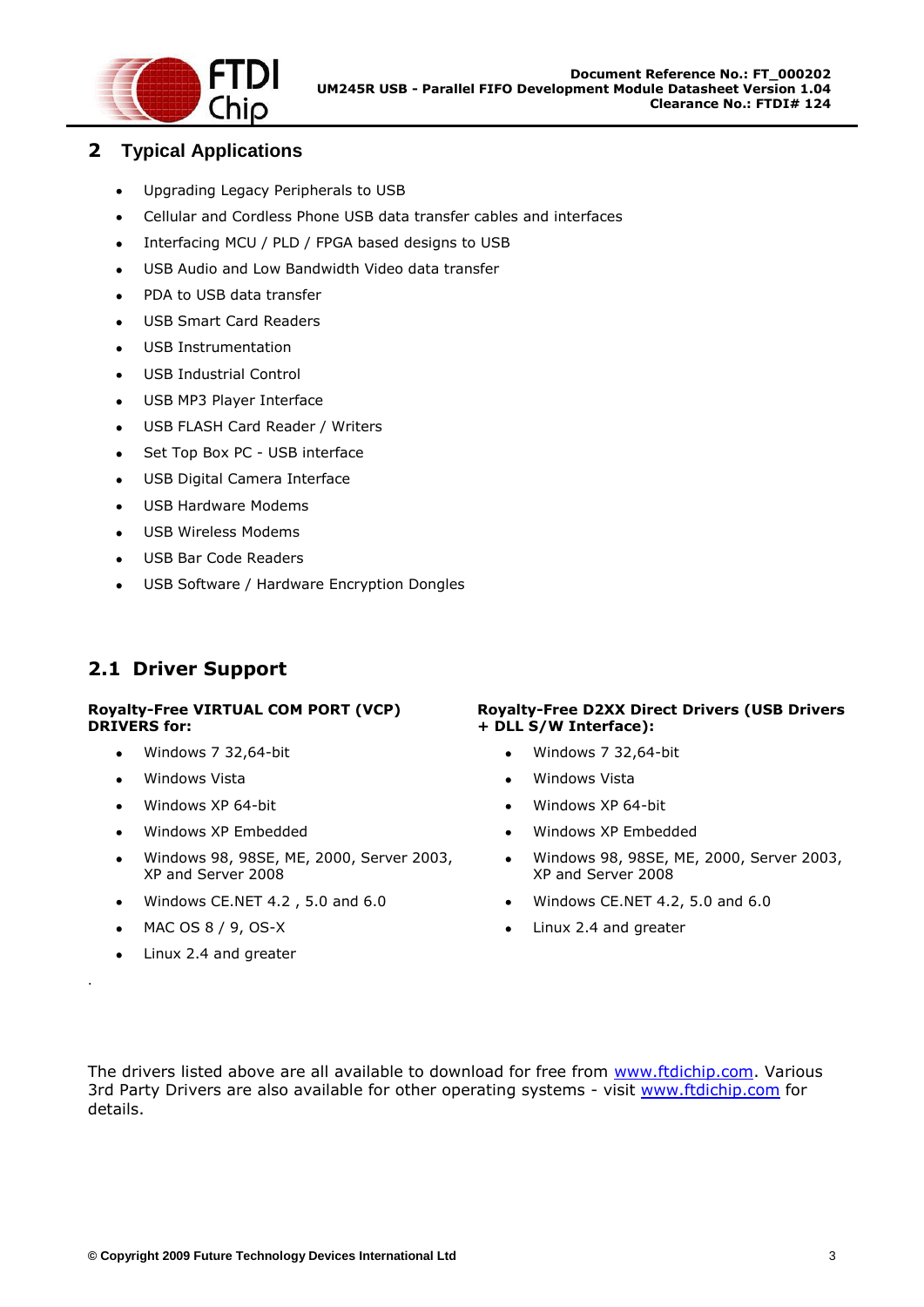## 2 Typical Applications

- Upgrading Legacy Peripherals to USB
- Cellular and Cordless Phone USB data transfer cables and interfaces
- Interfacing MCU / PLD / FPGA based designs to USB
- USB Audio and Low Bandwidth Video data transfer
- PDA to USB data transfer
- USB Smart Card Readers
- USB Instrumentation
- USB Industrial Control
- USB MP3 Player Interface
- USB FLASH Card Reader / Writers
- Set Top Box PC - USB interface
- USB Digital Camera Interface
- USB Hardware Modems
- USB Wireless Modems
- USB Bar Code Readers
- USB Software / Hardware Encryption Dongles

### 2.1 Driver Support

**Royalty-Free VIRTUAL COM PORT (VCP) DRIVERS for:**

- Windows 7 32,64-bit
- Windows Vista
- Windows XP 64-bit
- Windows XP Embedded
- Windows 98, 98SE, ME, 2000, Server 2003, XP and Server 2008
- Windows CE.NET 4.2 , 5.0 and 6.0
- MAC OS 8 / 9, OS-X
- Linux 2.4 and greater

**Royalty-Free D2XX Direct Drivers (USB Drivers + DLL S/W Interface):**

- Windows 7 32,64-bit
- Windows Vista
- Windows XP 64-bit
- Windows XP Embedded
- Windows 98, 98SE, ME, 2000, Server 2003, XP and Server 2008
- Windows CE.NET 4.2, 5.0 and 6.0
- Linux 2.4 and greater

The drivers listed above are all available to download for free from www.ftdichip.com. Various 3rd Party Drivers are also available for other operating systems - visit www.ftdichip.com for details.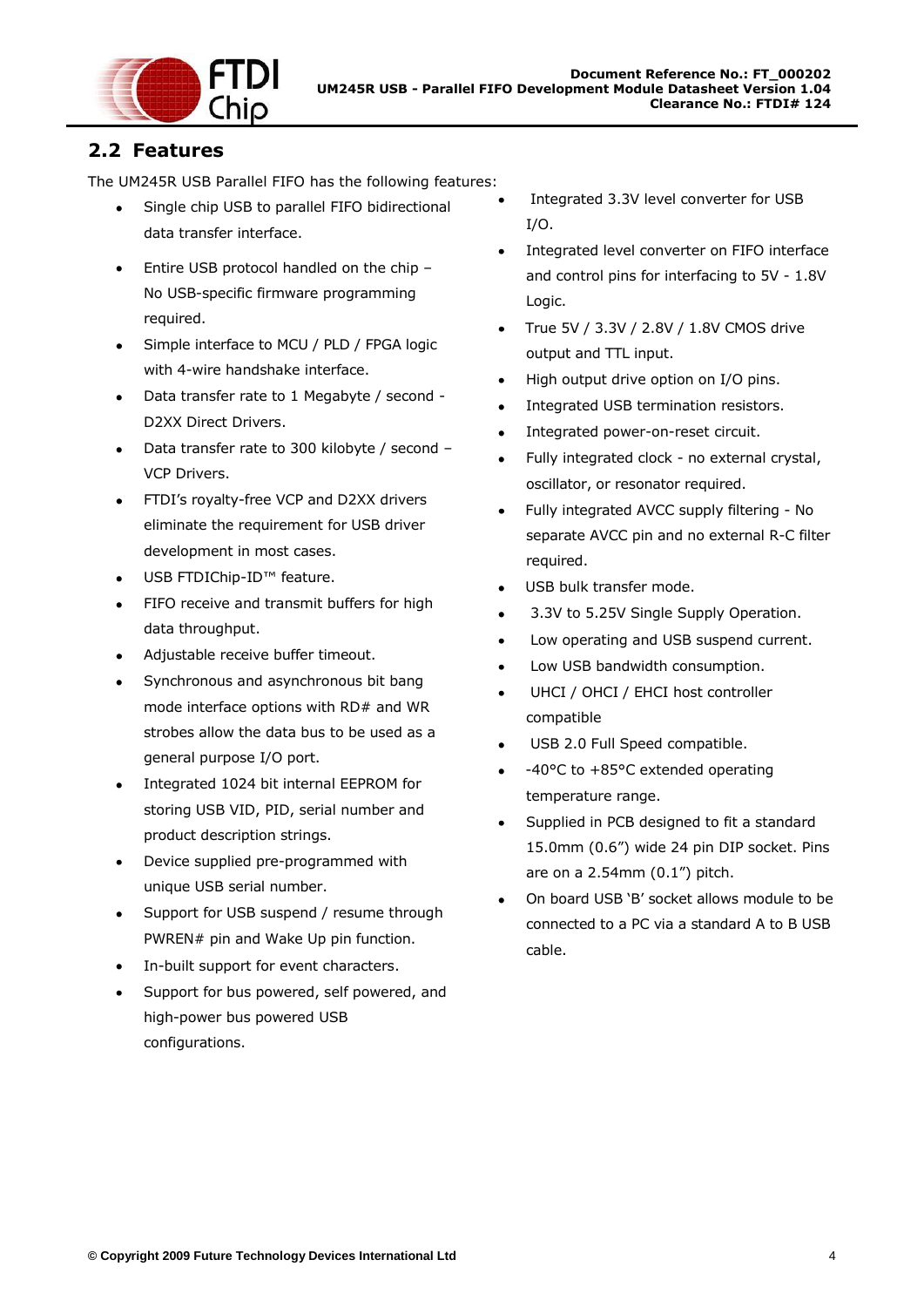## 2.2 Features

The UM245R USB Parallel FIFO has the following features:

- Single chip USB to parallel FIFO bidirectional data transfer interface.
- Entire USB protocol handled on the chip – No USB-specific firmware programming required.
- Simple interface to MCU / PLD / FPGA logic with 4-wire handshake interface.
- Data transfer rate to 1 Megabyte / second - D2XX Direct Drivers.
- Data transfer rate to 300 kilobyte / second – VCP Drivers.
- FTDI's royalty-free VCP and D2XX drivers eliminate the requirement for USB driver development in most cases.
- USB FTDIChip-ID™ feature.
- FIFO receive and transmit buffers for high data throughput.
- Adjustable receive buffer timeout.
- Synchronous and asynchronous bit bang mode interface options with RD# and WR strobes allow the data bus to be used as a general purpose I/O port.
- Integrated 1024 bit internal EEPROM for storing USB VID, PID, serial number and product description strings.
- Device supplied pre-programmed with unique USB serial number.
- Support for USB suspend / resume through PWREN# pin and Wake Up pin function.
- In-built support for event characters.
- Support for bus powered, self powered, and high-power bus powered USB configurations.
- Integrated 3.3V level converter for USB I/O.
- Integrated level converter on FIFO interface and control pins for interfacing to 5V - 1.8V Logic.
- True 5V / 3.3V / 2.8V / 1.8V CMOS drive output and TTL input.
- High output drive option on I/O pins.
- Integrated USB termination resistors.
- Integrated power-on-reset circuit.
- Fully integrated clock - no external crystal, oscillator, or resonator required.
- Fully integrated AVCC supply filtering - No separate AVCC pin and no external R-C filter required.
- USB bulk transfer mode.
- 3.3V to 5.25V Single Supply Operation.
- Low operating and USB suspend current.
- Low USB bandwidth consumption.
- UHCI / OHCI / EHCI host controller compatible
- USB 2.0 Full Speed compatible.
- -40°C to +85°C extended operating temperature range.
- Supplied in PCB designed to fit a standard 15.0mm (0.6") wide 24 pin DIP socket. Pins are on a 2.54mm (0.1") pitch.
- On board USB 'B' socket allows module to be connected to a PC via a standard A to B USB cable.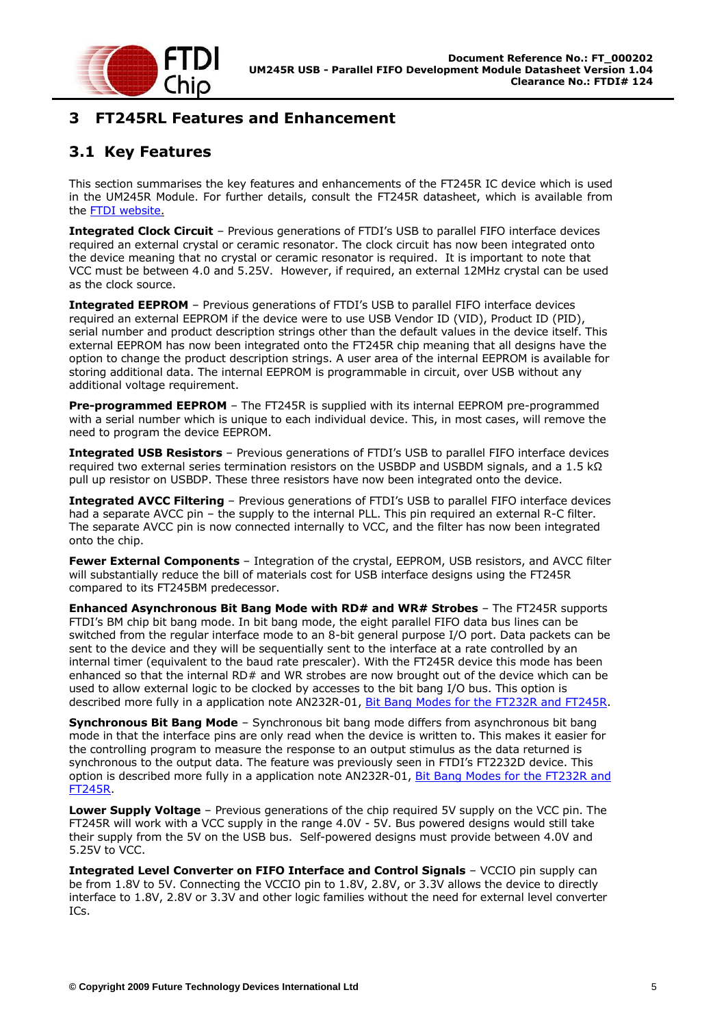# 3 FT245RL Features and Enhancement

## 3.1 Key Features

This section summarises the key features and enhancements of the FT245R IC device which is used in the UM245R Module. For further details, consult the FT245R datasheet, which is available from the FTDI website.

**Integrated Clock Circuit** – Previous generations of FTDI's USB to parallel FIFO interface devices required an external crystal or ceramic resonator. The clock circuit has now been integrated onto the device meaning that no crystal or ceramic resonator is required. It is important to note that VCC must be between 4.0 and 5.25V. However, if required, an external 12MHz crystal can be used as the clock source.

**Integrated EEPROM** – Previous generations of FTDI's USB to parallel FIFO interface devices required an external EEPROM if the device were to use USB Vendor ID (VID), Product ID (PID), serial number and product description strings other than the default values in the device itself. This external EEPROM has now been integrated onto the FT245R chip meaning that all designs have the option to change the product description strings. A user area of the internal EEPROM is available for storing additional data. The internal EEPROM is programmable in circuit, over USB without any additional voltage requirement.

**Pre-programmed EEPROM** – The FT245R is supplied with its internal EEPROM pre-programmed with a serial number which is unique to each individual device. This, in most cases, will remove the need to program the device EEPROM.

**Integrated USB Resistors** – Previous generations of FTDI's USB to parallel FIFO interface devices required two external series termination resistors on the USBDP and USBDM signals, and a 1.5 kΩ pull up resistor on USBDP. These three resistors have now been integrated onto the device.

**Integrated AVCC Filtering** – Previous generations of FTDI's USB to parallel FIFO interface devices had a separate AVCC pin – the supply to the internal PLL. This pin required an external R-C filter. The separate AVCC pin is now connected internally to VCC, and the filter has now been integrated onto the chip.

**Fewer External Components** – Integration of the crystal, EEPROM, USB resistors, and AVCC filter will substantially reduce the bill of materials cost for USB interface designs using the FT245R compared to its FT245BM predecessor.

**Enhanced Asynchronous Bit Bang Mode with RD# and WR# Strobes** – The FT245R supports FTDI's BM chip bit bang mode. In bit bang mode, the eight parallel FIFO data bus lines can be switched from the regular interface mode to an 8-bit general purpose I/O port. Data packets can be sent to the device and they will be sequentially sent to the interface at a rate controlled by an internal timer (equivalent to the baud rate prescaler). With the FT245R device this mode has been enhanced so that the internal RD# and WR strobes are now brought out of the device which can be used to allow external logic to be clocked by accesses to the bit bang I/O bus. This option is described more fully in a application note AN232R-01, Bit Bang Modes for the FT232R and FT245R.

**Synchronous Bit Bang Mode** – Synchronous bit bang mode differs from asynchronous bit bang mode in that the interface pins are only read when the device is written to. This makes it easier for the controlling program to measure the response to an output stimulus as the data returned is synchronous to the output data. The feature was previously seen in FTDI's FT2232D device. This option is described more fully in a application note AN232R-01, Bit Bang Modes for the FT232R and FT245R.

**Lower Supply Voltage** – Previous generations of the chip required 5V supply on the VCC pin. The FT245R will work with a VCC supply in the range 4.0V - 5V. Bus powered designs would still take their supply from the 5V on the USB bus. Self-powered designs must provide between 4.0V and 5.25V to VCC.

**Integrated Level Converter on FIFO Interface and Control Signals** – VCCIO pin supply can be from 1.8V to 5V. Connecting the VCCIO pin to 1.8V, 2.8V, or 3.3V allows the device to directly interface to 1.8V, 2.8V or 3.3V and other logic families without the need for external level converter ICs.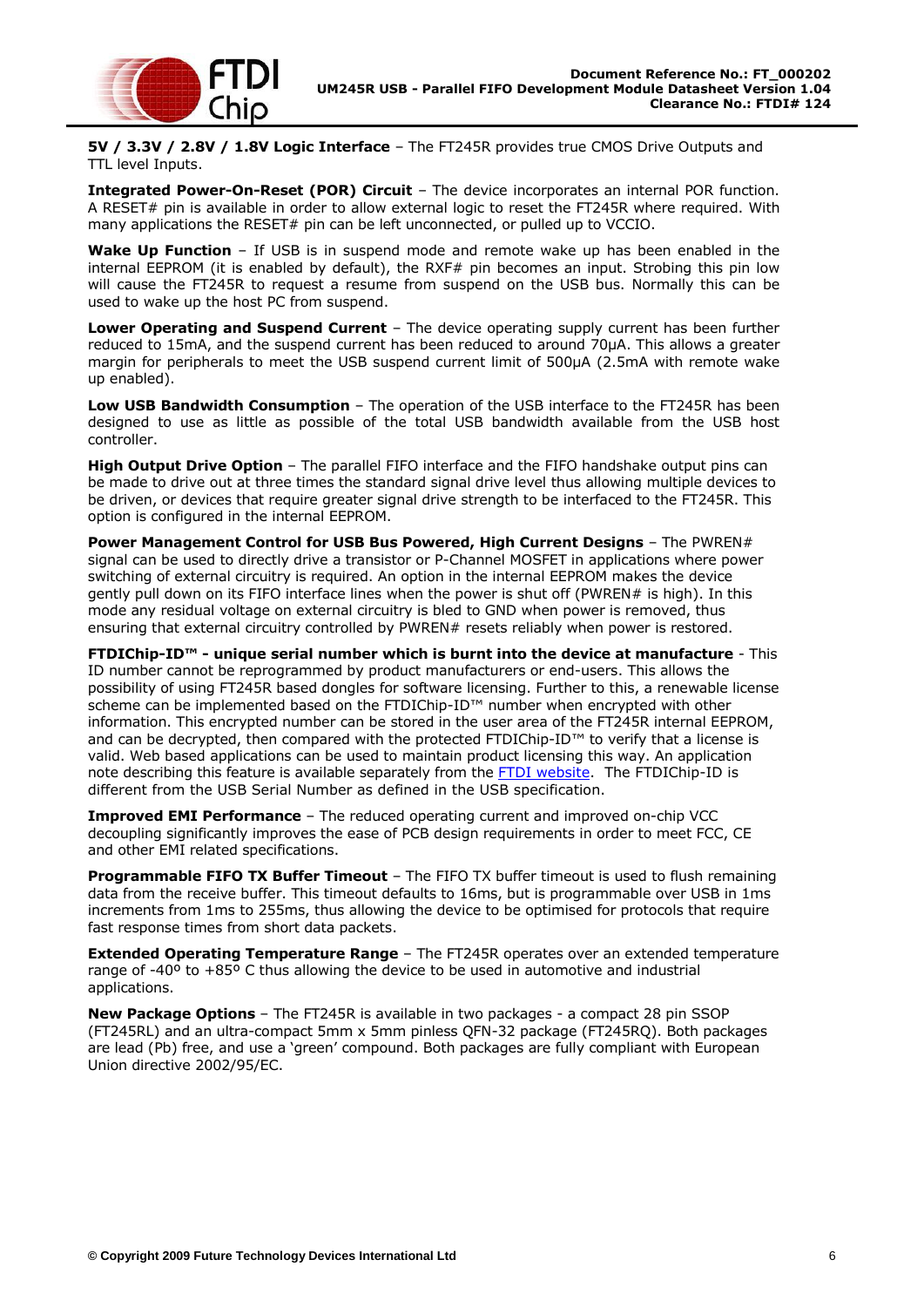**5V / 3.3V / 2.8V / 1.8V Logic Interface** – The FT245R provides true CMOS Drive Outputs and TTL level Inputs.

**Integrated Power-On-Reset (POR) Circuit** – The device incorporates an internal POR function. A RESET# pin is available in order to allow external logic to reset the FT245R where required. With many applications the RESET# pin can be left unconnected, or pulled up to VCCIO.

**Wake Up Function** – If USB is in suspend mode and remote wake up has been enabled in the internal EEPROM (it is enabled by default), the RXF# pin becomes an input. Strobing this pin low will cause the FT245R to request a resume from suspend on the USB bus. Normally this can be used to wake up the host PC from suspend.

**Lower Operating and Suspend Current** – The device operating supply current has been further reduced to 15mA, and the suspend current has been reduced to around 70µA. This allows a greater margin for peripherals to meet the USB suspend current limit of 500µA (2.5mA with remote wake up enabled).

**Low USB Bandwidth Consumption** – The operation of the USB interface to the FT245R has been designed to use as little as possible of the total USB bandwidth available from the USB host controller.

**High Output Drive Option** – The parallel FIFO interface and the FIFO handshake output pins can be made to drive out at three times the standard signal drive level thus allowing multiple devices to be driven, or devices that require greater signal drive strength to be interfaced to the FT245R. This option is configured in the internal EEPROM.

**Power Management Control for USB Bus Powered, High Current Designs** – The PWREN# signal can be used to directly drive a transistor or P-Channel MOSFET in applications where power switching of external circuitry is required. An option in the internal EEPROM makes the device gently pull down on its FIFO interface lines when the power is shut off (PWREN# is high). In this mode any residual voltage on external circuitry is bled to GND when power is removed, thus ensuring that external circuitry controlled by PWREN# resets reliably when power is restored.

**FTDIChip-ID™ - unique serial number which is burnt into the device at manufacture** - This ID number cannot be reprogrammed by product manufacturers or end-users. This allows the possibility of using FT245R based dongles for software licensing. Further to this, a renewable license scheme can be implemented based on the FTDIChip-ID™ number when encrypted with other information. This encrypted number can be stored in the user area of the FT245R internal EEPROM, and can be decrypted, then compared with the protected FTDIChip-ID™ to verify that a license is valid. Web based applications can be used to maintain product licensing this way. An application note describing this feature is available separately from the FTDI website. The FTDIChip-ID is different from the USB Serial Number as defined in the USB specification.

**Improved EMI Performance** – The reduced operating current and improved on-chip VCC decoupling significantly improves the ease of PCB design requirements in order to meet FCC, CE and other EMI related specifications.

**Programmable FIFO TX Buffer Timeout** – The FIFO TX buffer timeout is used to flush remaining data from the receive buffer. This timeout defaults to 16ms, but is programmable over USB in 1ms increments from 1ms to 255ms, thus allowing the device to be optimised for protocols that require fast response times from short data packets.

**Extended Operating Temperature Range** – The FT245R operates over an extended temperature range of -40º to +85º C thus allowing the device to be used in automotive and industrial applications.

**New Package Options** – The FT245R is available in two packages - a compact 28 pin SSOP (FT245RL) and an ultra-compact 5mm x 5mm pinless QFN-32 package (FT245RQ). Both packages are lead (Pb) free, and use a 'green' compound. Both packages are fully compliant with European Union directive 2002/95/EC.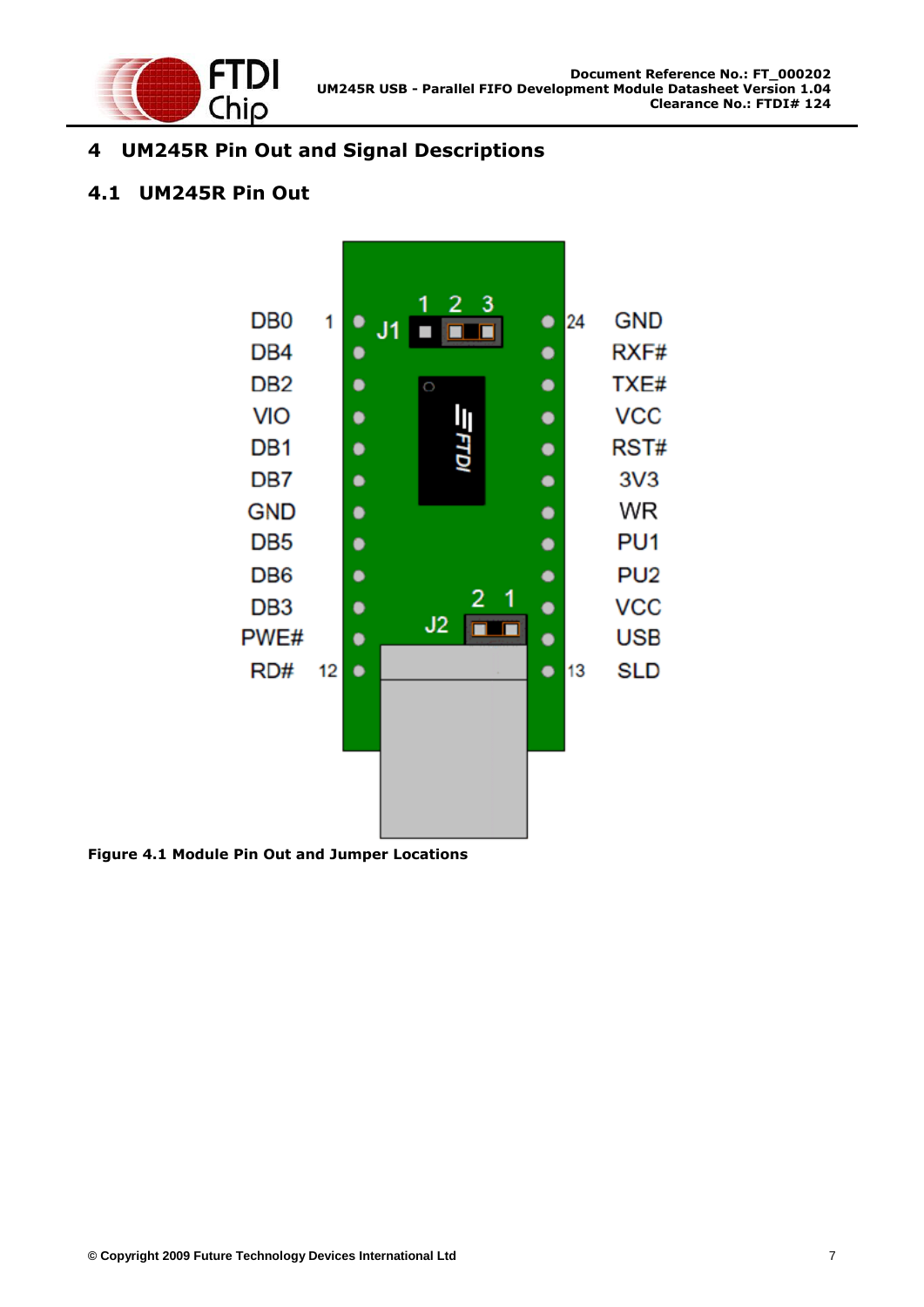# 4 UM245R Pin Out and Signal Descriptions

## 4.1 UM245R Pin Out

**Figure 4.1 Module Pin Out and Jumper Locations**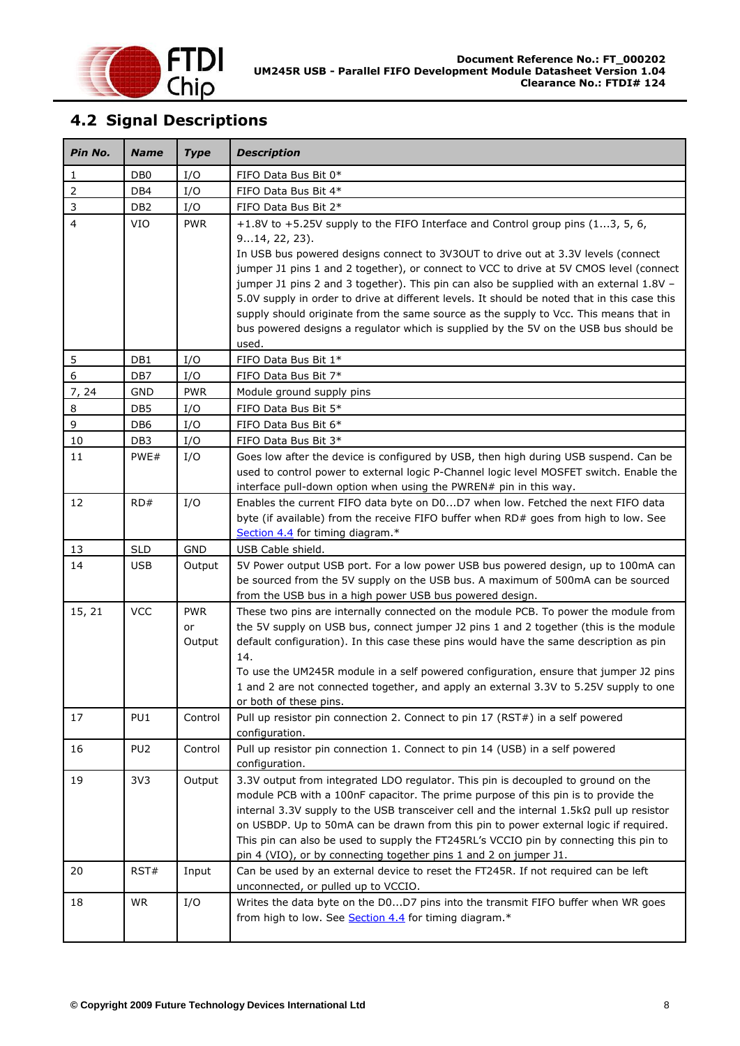## 4.2 Signal Descriptions

| *Pin No.* | *Name* | *Type* | *Description* |
|---|---|---|---|
| 1 | DB0 | I/O | FIFO Data Bus Bit 0* |
| 2 | DB4 | I/O | FIFO Data Bus Bit 4* |
| 3 | DB2 | I/O | FIFO Data Bus Bit 2* |
| 4 | VIO | PWR | +1.8V to +5.25V supply to the FIFO Interface and Control group pins (1...3, 5, 6, 9...14, 22, 23). In USB bus powered designs connect to 3V3OUT to drive out at 3.3V levels (connect jumper J1 pins 1 and 2 together), or connect to VCC to drive at 5V CMOS level (connect jumper J1 pins 2 and 3 together). This pin can also be supplied with an external 1.8V – 5.0V supply in order to drive at different levels. It should be noted that in this case this supply should originate from the same source as the supply to Vcc. This means that in bus powered designs a regulator which is supplied by the 5V on the USB bus should be used. |
| 5 | DB1 | I/O | FIFO Data Bus Bit 1* |
| 6 | DB7 | I/O | FIFO Data Bus Bit 7* |
| 7, 24 | GND | PWR | Module ground supply pins |
| 8 | DB5 | I/O | FIFO Data Bus Bit 5* |
| 9 | DB6 | I/O | FIFO Data Bus Bit 6* |
| 10 | DB3 | I/O | FIFO Data Bus Bit 3* |
| 11 | PWE# | I/O | Goes low after the device is configured by USB, then high during USB suspend. Can be used to control power to external logic P-Channel logic level MOSFET switch. Enable the interface pull-down option when using the PWREN# pin in this way. |
| 12 | RD# | I/O | Enables the current FIFO data byte on D0...D7 when low. Fetched the next FIFO data byte (if available) from the receive FIFO buffer when RD# goes from high to low. See Section 4.4 for timing diagram.* |
| 13 | SLD | GND | USB Cable shield. |
| 14 | USB | Output | 5V Power output USB port. For a low power USB bus powered design, up to 100mA can be sourced from the 5V supply on the USB bus. A maximum of 500mA can be sourced from the USB bus in a high power USB bus powered design. |
| 15, 21 | VCC | PWR or Output | These two pins are internally connected on the module PCB. To power the module from the 5V supply on USB bus, connect jumper J2 pins 1 and 2 together (this is the module default configuration). In this case these pins would have the same description as pin 14. To use the UM245R module in a self powered configuration, ensure that jumper J2 pins 1 and 2 are not connected together, and apply an external 3.3V to 5.25V supply to one or both of these pins. |
| 17 | PU1 | Control | Pull up resistor pin connection 2. Connect to pin 17 (RST#) in a self powered configuration. |
| 16 | PU2 | Control | Pull up resistor pin connection 1. Connect to pin 14 (USB) in a self powered configuration. |
| 19 | 3V3 | Output | 3.3V output from integrated LDO regulator. This pin is decoupled to ground on the module PCB with a 100nF capacitor. The prime purpose of this pin is to provide the internal 3.3V supply to the USB transceiver cell and the internal 1.5kΩ pull up resistor on USBDP. Up to 50mA can be drawn from this pin to power external logic if required. This pin can also be used to supply the FT245RL's VCCIO pin by connecting this pin to pin 4 (VIO), or by connecting together pins 1 and 2 on jumper J1. |
| 20 | RST# | Input | Can be used by an external device to reset the FT245R. If not required can be left unconnected, or pulled up to VCCIO. |
| 18 | WR | I/O | Writes the data byte on the D0...D7 pins into the transmit FIFO buffer when WR goes from high to low. See Section 4.4 for timing diagram.* |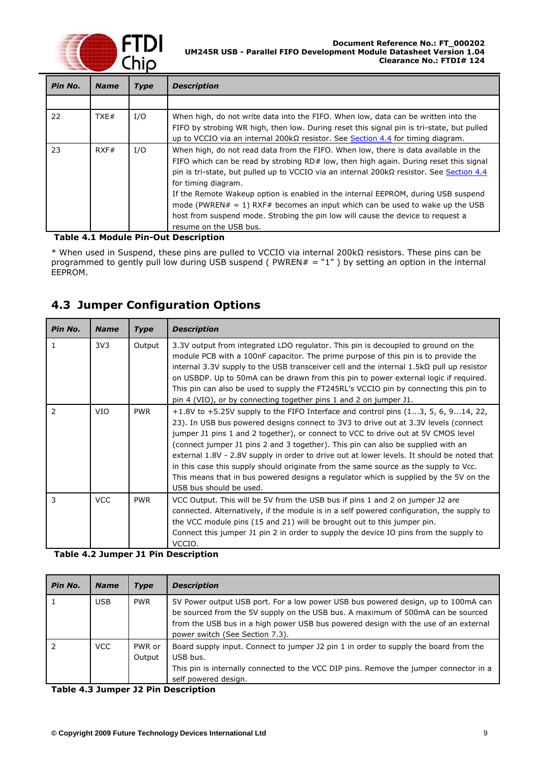| Pin No. | Name | Type | Description |
|---|---|---|---|
| | | | |
| 22 | TXE# | I/O | When high, do not write data into the FIFO. When low, data can be written into the FIFO by strobing WR high, then low. During reset this signal pin is tri-state, but pulled up to VCCIO via an internal 200kΩ resistor. See Section 4.4 for timing diagram. |
| 23 | RXF# | I/O | When high, do not read data from the FIFO. When low, there is data available in the FIFO which can be read by strobing RD# low, then high again. During reset this signal pin is tri-state, but pulled up to VCCIO via an internal 200kΩ resistor. See Section 4.4 for timing diagram. If the Remote Wakeup option is enabled in the internal EEPROM, during USB suspend mode (PWREN# = 1) RXF# becomes an input which can be used to wake up the USB host from suspend mode. Strobing the pin low will cause the device to request a resume on the USB bus. |

**Table 4.1 Module Pin-Out Description**

* When used in Suspend, these pins are pulled to VCCIO via internal 200kΩ resistors. These pins can be programmed to gently pull low during USB suspend ( PWREN# = "1" ) by setting an option in the internal EEPROM.

## 4.3 Jumper Configuration Options

| Pin No. | Name | Type | Description |
|---|---|---|---|
| 1 | 3V3 | Output | 3.3V output from integrated LDO regulator. This pin is decoupled to ground on the module PCB with a 100nF capacitor. The prime purpose of this pin is to provide the internal 3.3V supply to the USB transceiver cell and the internal 1.5kΩ pull up resistor on USBDP. Up to 50mA can be drawn from this pin to power external logic if required. This pin can also be used to supply the FT245RL's VCCIO pin by connecting this pin to pin 4 (VIO), or by connecting together pins 1 and 2 on jumper J1. |
| 2 | VIO | PWR | +1.8V to +5.25V supply to the FIFO Interface and control pins (1...3, 5, 6, 9...14, 22, 23). In USB bus powered designs connect to 3V3 to drive out at 3.3V levels (connect jumper J1 pins 1 and 2 together), or connect to VCC to drive out at 5V CMOS level (connect jumper J1 pins 2 and 3 together). This pin can also be supplied with an external 1.8V - 2.8V supply in order to drive out at lower levels. It should be noted that in this case this supply should originate from the same source as the supply to Vcc. This means that in bus powered designs a regulator which is supplied by the 5V on the USB bus should be used. |
| 3 | VCC | PWR | VCC Output. This will be 5V from the USB bus if pins 1 and 2 on jumper J2 are connected. Alternatively, if the module is in a self powered configuration, the supply to the VCC module pins (15 and 21) will be brought out to this jumper pin. Connect this jumper J1 pin 2 in order to supply the device IO pins from the supply to VCCIO. |

**Table 4.2 Jumper J1 Pin Description**

| Pin No. | Name | Type | Description |
|---|---|---|---|
| 1 | USB | PWR | 5V Power output USB port. For a low power USB bus powered design, up to 100mA can be sourced from the 5V supply on the USB bus. A maximum of 500mA can be sourced from the USB bus in a high power USB bus powered design with the use of an external power switch (See Section 7.3). |
| 2 | VCC | PWR or Output | Board supply input. Connect to jumper J2 pin 1 in order to supply the board from the USB bus. This pin is internally connected to the VCC DIP pins. Remove the jumper connector in a self powered design. |

**Table 4.3 Jumper J2 Pin Description**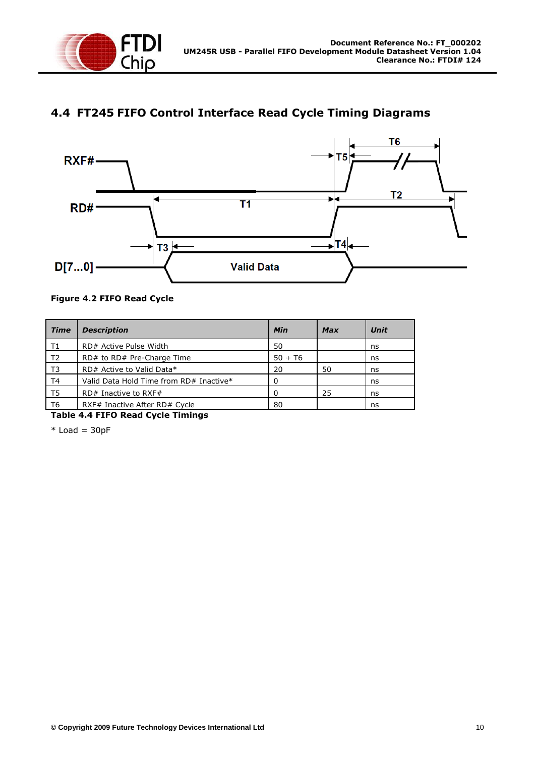## 4.4 FT245 FIFO Control Interface Read Cycle Timing Diagrams

Figure 4.2 FIFO Read Cycle

| Time | Description | Min | Max | Unit |
|---|---|---|---|---|
| T1 | RD# Active Pulse Width | 50 | | ns |
| T2 | RD# to RD# Pre-Charge Time | 50 + T6 | | ns |
| T3 | RD# Active to Valid Data* | 20 | 50 | ns |
| T4 | Valid Data Hold Time from RD# Inactive* | 0 | | ns |
| T5 | RD# Inactive to RXF# | 0 | 25 | ns |
| T6 | RXF# Inactive After RD# Cycle | 80 | | ns |

**Table 4.4 FIFO Read Cycle Timings**

* Load = 30pF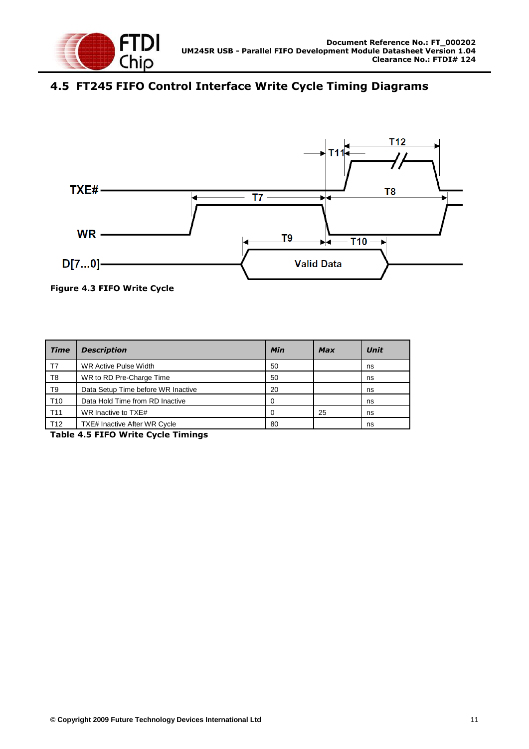## 4.5 FT245 FIFO Control Interface Write Cycle Timing Diagrams

**Figure 4.3 FIFO Write Cycle**

| *Time* | *Description* | *Min* | *Max* | *Unit* |
|---|---|---|---|---|
| T7 | WR Active Pulse Width | 50 | | ns |
| T8 | WR to RD Pre-Charge Time | 50 | | ns |
| T9 | Data Setup Time before WR Inactive | 20 | | ns |
| T10 | Data Hold Time from RD Inactive | 0 | | ns |
| T11 | WR Inactive to TXE# | 0 | 25 | ns |
| T12 | TXE# Inactive After WR Cycle | 80 | | ns |

**Table 4.5 FIFO Write Cycle Timings**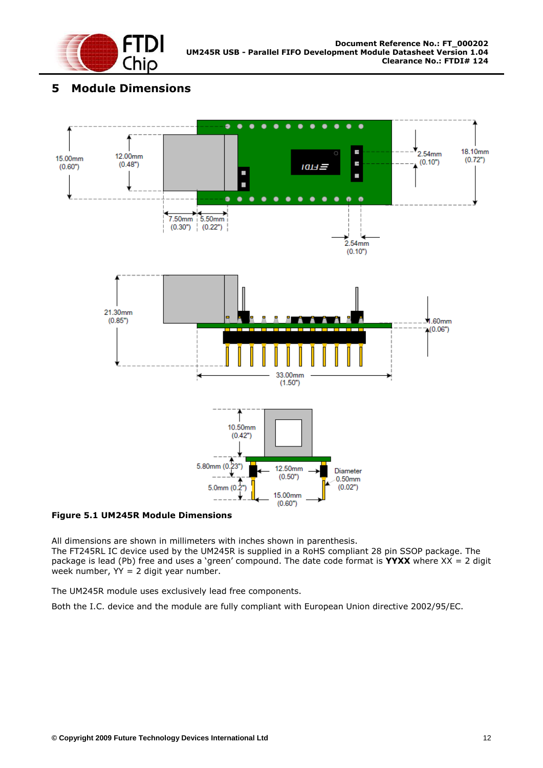# 5 Module Dimensions

**Figure 5.1 UM245R Module Dimensions**

All dimensions are shown in millimeters with inches shown in parenthesis.
The FT245RL IC device used by the UM245R is supplied in a RoHS compliant 28 pin SSOP package. The package is lead (Pb) free and uses a 'green' compound. The date code format is **YYXX** where XX = 2 digit week number, YY = 2 digit year number.

The UM245R module uses exclusively lead free components.

Both the I.C. device and the module are fully compliant with European Union directive 2002/95/EC.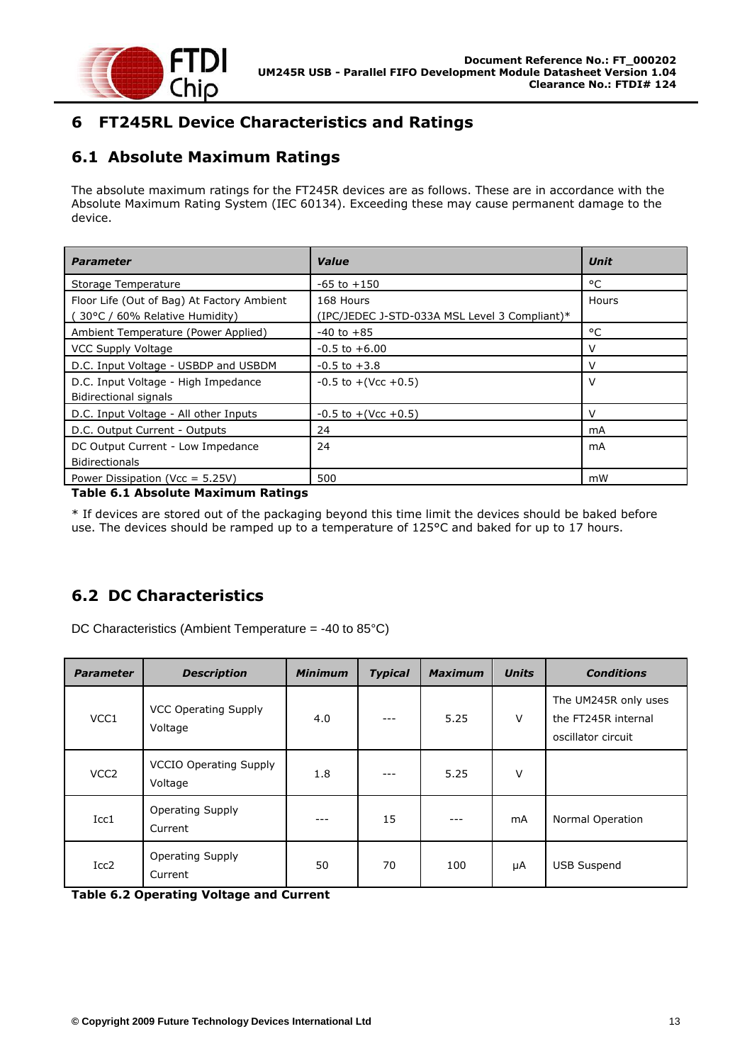# 6 FT245RL Device Characteristics and Ratings

## 6.1 Absolute Maximum Ratings

The absolute maximum ratings for the FT245R devices are as follows. These are in accordance with the Absolute Maximum Rating System (IEC 60134). Exceeding these may cause permanent damage to the device.

| ***Parameter*** | ***Value*** | ***Unit*** |
|---|---|---|
| Storage Temperature | -65 to +150 | °C |
| Floor Life (Out of Bag) At Factory Ambient ( 30°C / 60% Relative Humidity) | 168 Hours (IPC/JEDEC J-STD-033A MSL Level 3 Compliant)* | Hours |
| Ambient Temperature (Power Applied) | -40 to +85 | °C |
| VCC Supply Voltage | -0.5 to +6.00 | V |
| D.C. Input Voltage - USBDP and USBDM | -0.5 to +3.8 | V |
| D.C. Input Voltage - High Impedance Bidirectional signals | -0.5 to +(Vcc +0.5) | V |
| D.C. Input Voltage - All other Inputs | -0.5 to +(Vcc +0.5) | V |
| D.C. Output Current - Outputs | 24 | mA |
| DC Output Current - Low Impedance Bidirectionals | 24 | mA |
| Power Dissipation (Vcc = 5.25V) | 500 | mW |

**Table 6.1 Absolute Maximum Ratings**

* If devices are stored out of the packaging beyond this time limit the devices should be baked before use. The devices should be ramped up to a temperature of 125°C and baked for up to 17 hours.

## 6.2 DC Characteristics

DC Characteristics (Ambient Temperature = -40 to 85°C)

| ***Parameter*** | ***Description*** | ***Minimum*** | ***Typical*** | ***Maximum*** | ***Units*** | ***Conditions*** |
|---|---|---|---|---|---|---|
| VCC1 | VCC Operating Supply Voltage | 4.0 | --- | 5.25 | V | The UM245R only uses the FT245R internal oscillator circuit |
| VCC2 | VCCIO Operating Supply Voltage | 1.8 | --- | 5.25 | V | |
| Icc1 | Operating Supply Current | --- | 15 | --- | mA | Normal Operation |
| Icc2 | Operating Supply Current | 50 | 70 | 100 | μA | USB Suspend |

**Table 6.2 Operating Voltage and Current**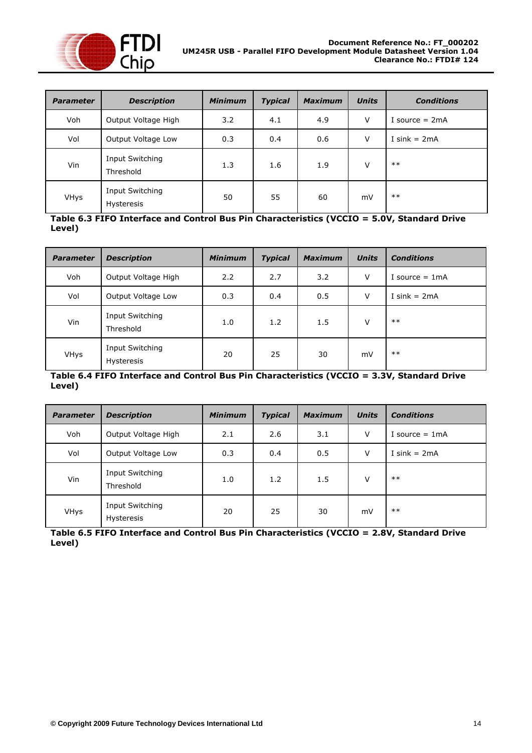| *Parameter* | *Description* | *Minimum* | *Typical* | *Maximum* | *Units* | *Conditions* |
|---|---|---|---|---|---|---|
| Voh | Output Voltage High | 3.2 | 4.1 | 4.9 | V | I source = 2mA |
| Vol | Output Voltage Low | 0.3 | 0.4 | 0.6 | V | I sink = 2mA |
| Vin | Input Switching Threshold | 1.3 | 1.6 | 1.9 | V | ** |
| VHys | Input Switching Hysteresis | 50 | 55 | 60 | mV | ** |

**Table 6.3 FIFO Interface and Control Bus Pin Characteristics (VCCIO = 5.0V, Standard Drive Level)**

| *Parameter* | *Description* | *Minimum* | *Typical* | *Maximum* | *Units* | *Conditions* |
|---|---|---|---|---|---|---|
| Voh | Output Voltage High | 2.2 | 2.7 | 3.2 | V | I source = 1mA |
| Vol | Output Voltage Low | 0.3 | 0.4 | 0.5 | V | I sink = 2mA |
| Vin | Input Switching Threshold | 1.0 | 1.2 | 1.5 | V | ** |
| VHys | Input Switching Hysteresis | 20 | 25 | 30 | mV | ** |

**Table 6.4 FIFO Interface and Control Bus Pin Characteristics (VCCIO = 3.3V, Standard Drive Level)**

| *Parameter* | *Description* | *Minimum* | *Typical* | *Maximum* | *Units* | *Conditions* |
|---|---|---|---|---|---|---|
| Voh | Output Voltage High | 2.1 | 2.6 | 3.1 | V | I source = 1mA |
| Vol | Output Voltage Low | 0.3 | 0.4 | 0.5 | V | I sink = 2mA |
| Vin | Input Switching Threshold | 1.0 | 1.2 | 1.5 | V | ** |
| VHys | Input Switching Hysteresis | 20 | 25 | 30 | mV | ** |

**Table 6.5 FIFO Interface and Control Bus Pin Characteristics (VCCIO = 2.8V, Standard Drive Level)**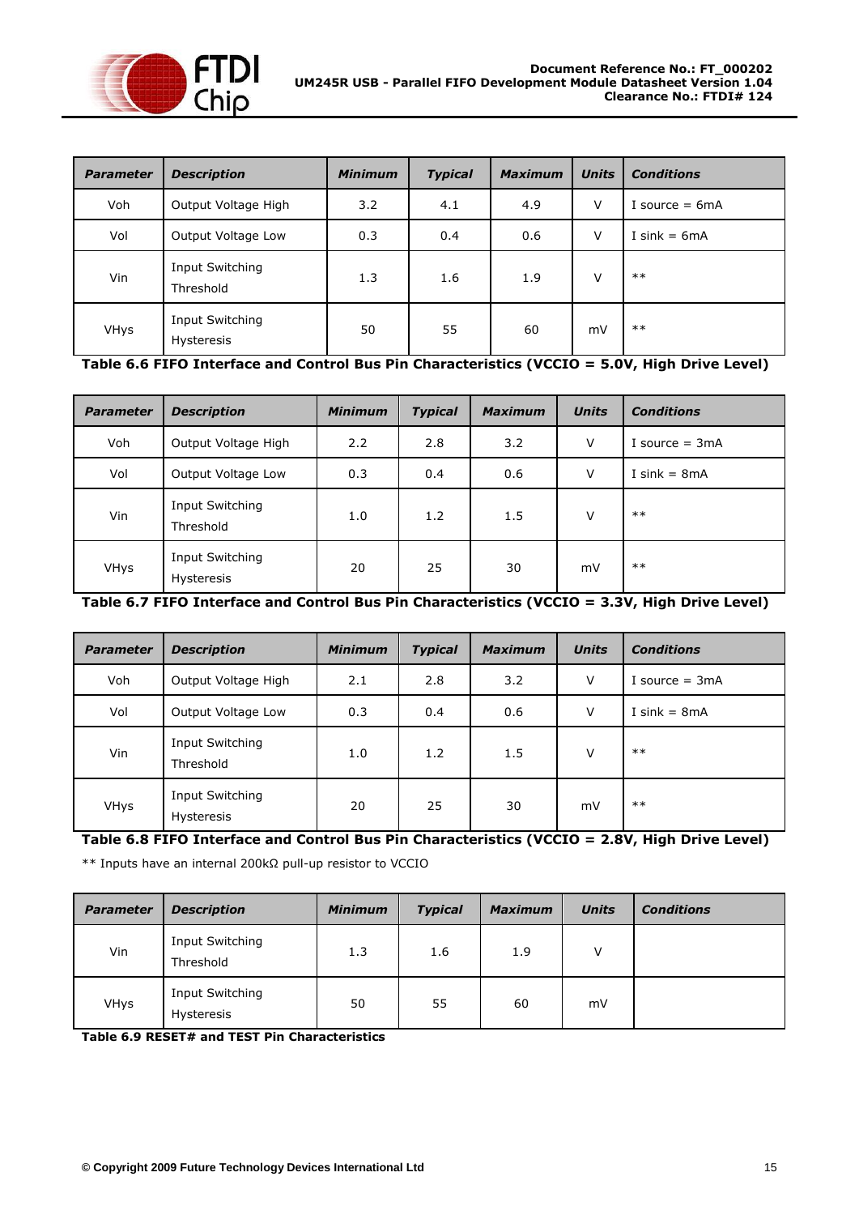| Parameter | Description | Minimum | Typical | Maximum | Units | Conditions |
|---|---|---|---|---|---|---|
| Voh | Output Voltage High | 3.2 | 4.1 | 4.9 | V | I source = 6mA |
| Vol | Output Voltage Low | 0.3 | 0.4 | 0.6 | V | I sink = 6mA |
| Vin | Input Switching Threshold | 1.3 | 1.6 | 1.9 | V | ** |
| VHys | Input Switching Hysteresis | 50 | 55 | 60 | mV | ** |

**Table 6.6 FIFO Interface and Control Bus Pin Characteristics (VCCIO = 5.0V, High Drive Level)**

| Parameter | Description | Minimum | Typical | Maximum | Units | Conditions |
|---|---|---|---|---|---|---|
| Voh | Output Voltage High | 2.2 | 2.8 | 3.2 | V | I source = 3mA |
| Vol | Output Voltage Low | 0.3 | 0.4 | 0.6 | V | I sink = 8mA |
| Vin | Input Switching Threshold | 1.0 | 1.2 | 1.5 | V | ** |
| VHys | Input Switching Hysteresis | 20 | 25 | 30 | mV | ** |

**Table 6.7 FIFO Interface and Control Bus Pin Characteristics (VCCIO = 3.3V, High Drive Level)**

| Parameter | Description | Minimum | Typical | Maximum | Units | Conditions |
|---|---|---|---|---|---|---|
| Voh | Output Voltage High | 2.1 | 2.8 | 3.2 | V | I source = 3mA |
| Vol | Output Voltage Low | 0.3 | 0.4 | 0.6 | V | I sink = 8mA |
| Vin | Input Switching Threshold | 1.0 | 1.2 | 1.5 | V | ** |
| VHys | Input Switching Hysteresis | 20 | 25 | 30 | mV | ** |

**Table 6.8 FIFO Interface and Control Bus Pin Characteristics (VCCIO = 2.8V, High Drive Level)**

** Inputs have an internal 200kΩ pull-up resistor to VCCIO

| Parameter | Description | Minimum | Typical | Maximum | Units | Conditions |
|---|---|---|---|---|---|---|
| Vin | Input Switching Threshold | 1.3 | 1.6 | 1.9 | V | |
| VHys | Input Switching Hysteresis | 50 | 55 | 60 | mV | |

**Table 6.9 RESET# and TEST Pin Characteristics**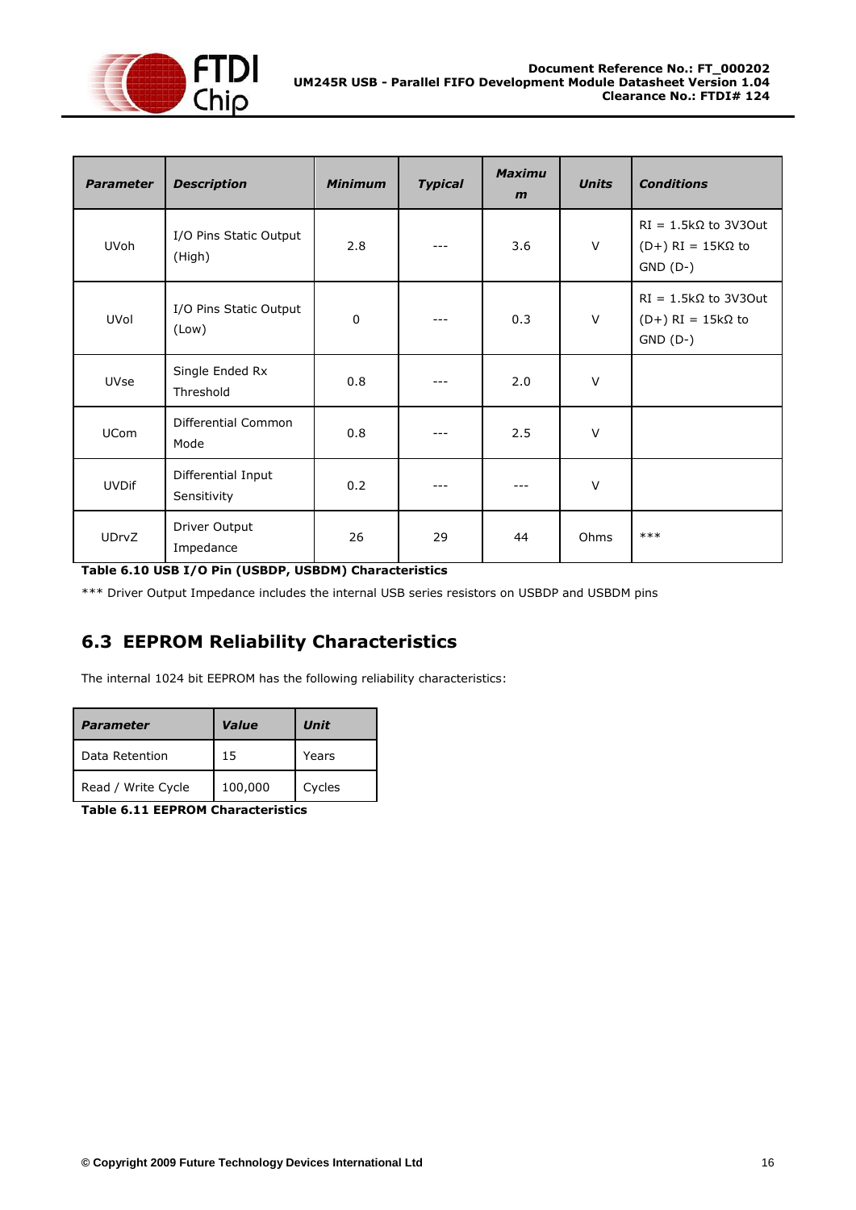| Parameter | Description | Minimum | Typical | Maximum | Units | Conditions |
|---|---|---|---|---|---|---|
| UVoh | I/O Pins Static Output (High) | 2.8 | --- | 3.6 | V | RI = 1.5kΩ to 3V3Out (D+) RI = 15KΩ to GND (D-) |
| UVol | I/O Pins Static Output (Low) | 0 | --- | 0.3 | V | RI = 1.5kΩ to 3V3Out (D+) RI = 15kΩ to GND (D-) |
| UVse | Single Ended Rx Threshold | 0.8 | --- | 2.0 | V | |
| UCom | Differential Common Mode | 0.8 | --- | 2.5 | V | |
| UVDif | Differential Input Sensitivity | 0.2 | --- | --- | V | |
| UDrvZ | Driver Output Impedance | 26 | 29 | 44 | Ohms | *** |

**Table 6.10 USB I/O Pin (USBDP, USBDM) Characteristics**

*** Driver Output Impedance includes the internal USB series resistors on USBDP and USBDM pins

## 6.3 EEPROM Reliability Characteristics

The internal 1024 bit EEPROM has the following reliability characteristics:

| Parameter | Value | Unit |
|---|---|---|
| Data Retention | 15 | Years |
| Read / Write Cycle | 100,000 | Cycles |

**Table 6.11 EEPROM Characteristics**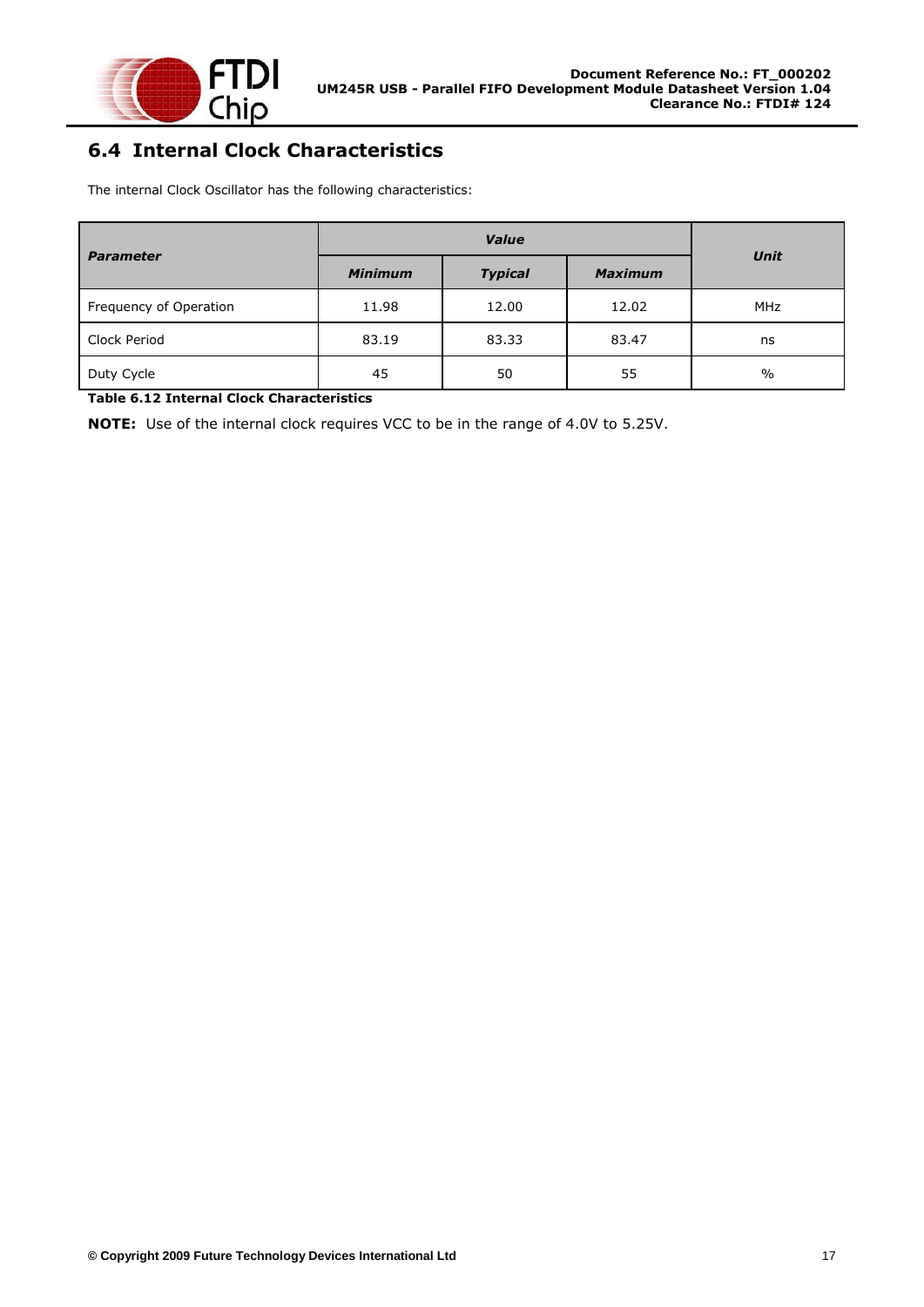## 6.4 Internal Clock Characteristics

The internal Clock Oscillator has the following characteristics:

| *Parameter* | *Value* | | | *Unit* |
|---|---|---|---|---|
| | *Minimum* | *Typical* | *Maximum* | |
| Frequency of Operation | 11.98 | 12.00 | 12.02 | MHz |
| Clock Period | 83.19 | 83.33 | 83.47 | ns |
| Duty Cycle | 45 | 50 | 55 | % |

**Table 6.12 Internal Clock Characteristics**

**NOTE:** Use of the internal clock requires VCC to be in the range of 4.0V to 5.25V.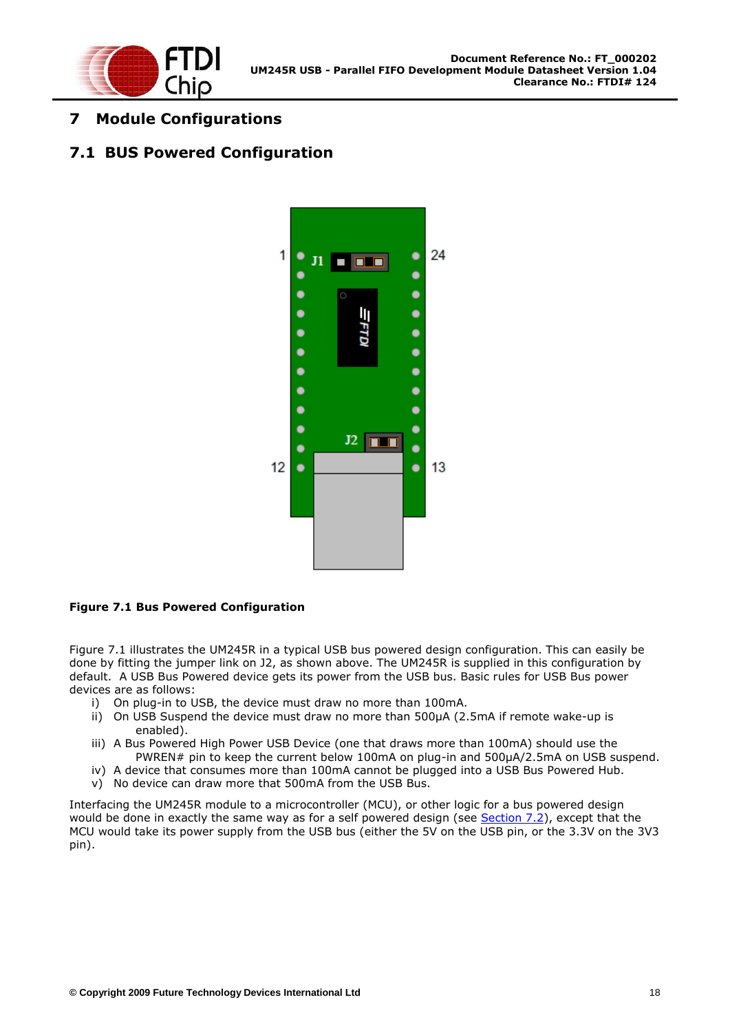# 7 Module Configurations

## 7.1 BUS Powered Configuration

**Figure 7.1 Bus Powered Configuration**

Figure 7.1 illustrates the UM245R in a typical USB bus powered design configuration. This can easily be done by fitting the jumper link on J2, as shown above. The UM245R is supplied in this configuration by default. A USB Bus Powered device gets its power from the USB bus. Basic rules for USB Bus power devices are as follows:

- i) On plug-in to USB, the device must draw no more than 100mA.
- ii) On USB Suspend the device must draw no more than 500μA (2.5mA if remote wake-up is enabled).
- iii) A Bus Powered High Power USB Device (one that draws more than 100mA) should use the PWREN# pin to keep the current below 100mA on plug-in and 500μA/2.5mA on USB suspend.
- iv) A device that consumes more than 100mA cannot be plugged into a USB Bus Powered Hub.
- v) No device can draw more that 500mA from the USB Bus.

Interfacing the UM245R module to a microcontroller (MCU), or other logic for a bus powered design would be done in exactly the same way as for a self powered design (see Section 7.2), except that the MCU would take its power supply from the USB bus (either the 5V on the USB pin, or the 3.3V on the 3V3 pin).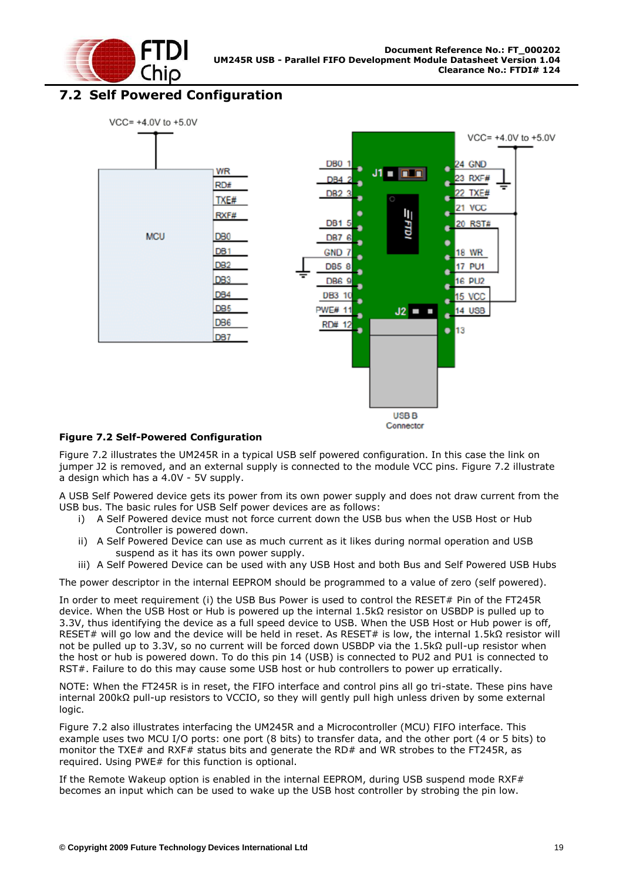## 7.2 Self Powered Configuration

**Figure 7.2 Self-Powered Configuration**

Figure 7.2 illustrates the UM245R in a typical USB self powered configuration. In this case the link on jumper J2 is removed, and an external supply is connected to the module VCC pins. Figure 7.2 illustrate a design which has a 4.0V - 5V supply.

A USB Self Powered device gets its power from its own power supply and does not draw current from the USB bus. The basic rules for USB Self power devices are as follows:

i) A Self Powered device must not force current down the USB bus when the USB Host or Hub Controller is powered down.
ii) A Self Powered Device can use as much current as it likes during normal operation and USB suspend as it has its own power supply.
iii) A Self Powered Device can be used with any USB Host and both Bus and Self Powered USB Hubs

The power descriptor in the internal EEPROM should be programmed to a value of zero (self powered).

In order to meet requirement (i) the USB Bus Power is used to control the RESET# Pin of the FT245R device. When the USB Host or Hub is powered up the internal 1.5kΩ resistor on USBDP is pulled up to 3.3V, thus identifying the device as a full speed device to USB. When the USB Host or Hub power is off, RESET# will go low and the device will be held in reset. As RESET# is low, the internal 1.5kΩ resistor will not be pulled up to 3.3V, so no current will be forced down USBDP via the 1.5kΩ pull-up resistor when the host or hub is powered down. To do this pin 14 (USB) is connected to PU2 and PU1 is connected to RST#. Failure to do this may cause some USB host or hub controllers to power up erratically.

NOTE: When the FT245R is in reset, the FIFO interface and control pins all go tri-state. These pins have internal 200kΩ pull-up resistors to VCCIO, so they will gently pull high unless driven by some external logic.

Figure 7.2 also illustrates interfacing the UM245R and a Microcontroller (MCU) FIFO interface. This example uses two MCU I/O ports: one port (8 bits) to transfer data, and the other port (4 or 5 bits) to monitor the TXE# and RXF# status bits and generate the RD# and WR strobes to the FT245R, as required. Using PWE# for this function is optional.

If the Remote Wakeup option is enabled in the internal EEPROM, during USB suspend mode RXF# becomes an input which can be used to wake up the USB host controller by strobing the pin low.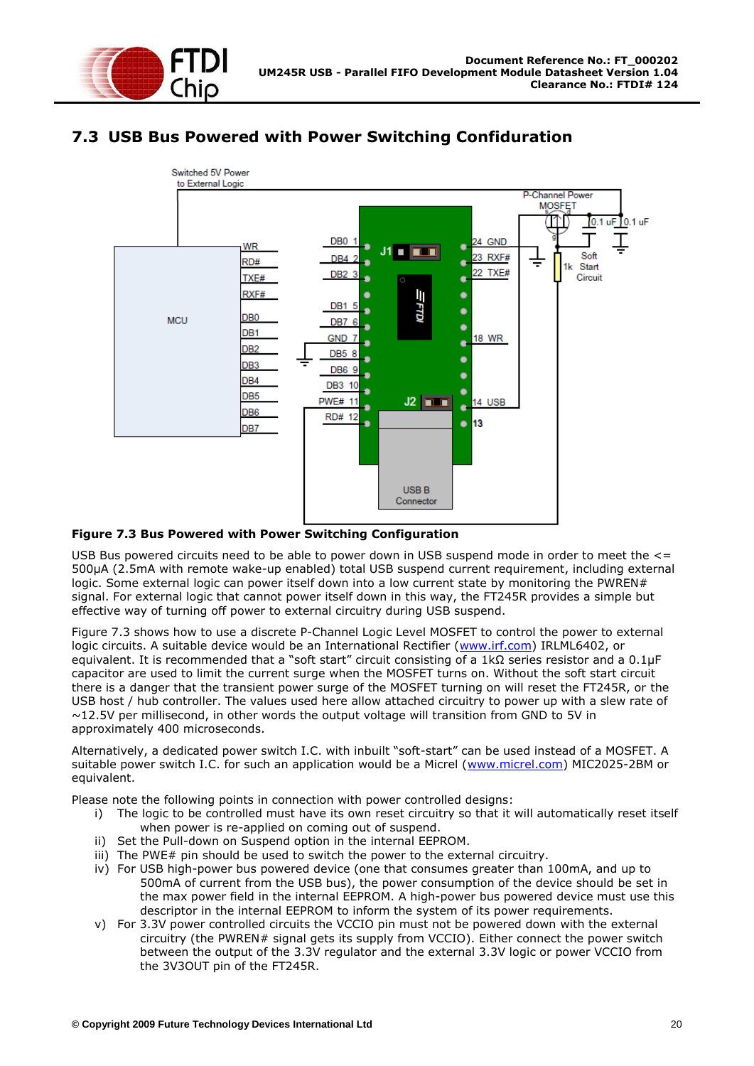## 7.3 USB Bus Powered with Power Switching Confiduration

**Figure 7.3 Bus Powered with Power Switching Configuration**

USB Bus powered circuits need to be able to power down in USB suspend mode in order to meet the <= 500μA (2.5mA with remote wake-up enabled) total USB suspend current requirement, including external logic. Some external logic can power itself down into a low current state by monitoring the PWREN# signal. For external logic that cannot power itself down in this way, the FT245R provides a simple but effective way of turning off power to external circuitry during USB suspend.

Figure 7.3 shows how to use a discrete P-Channel Logic Level MOSFET to control the power to external logic circuits. A suitable device would be an International Rectifier (www.irf.com) IRLML6402, or equivalent. It is recommended that a "soft start" circuit consisting of a 1kΩ series resistor and a 0.1μF capacitor are used to limit the current surge when the MOSFET turns on. Without the soft start circuit there is a danger that the transient power surge of the MOSFET turning on will reset the FT245R, or the USB host / hub controller. The values used here allow attached circuitry to power up with a slew rate of ~12.5V per millisecond, in other words the output voltage will transition from GND to 5V in approximately 400 microseconds.

Alternatively, a dedicated power switch I.C. with inbuilt "soft-start" can be used instead of a MOSFET. A suitable power switch I.C. for such an application would be a Micrel (www.micrel.com) MIC2025-2BM or equivalent.

Please note the following points in connection with power controlled designs:

i) The logic to be controlled must have its own reset circuitry so that it will automatically reset itself when power is re-applied on coming out of suspend.

ii) Set the Pull-down on Suspend option in the internal EEPROM.

iii) The PWE# pin should be used to switch the power to the external circuitry.

iv) For USB high-power bus powered device (one that consumes greater than 100mA, and up to 500mA of current from the USB bus), the power consumption of the device should be set in the max power field in the internal EEPROM. A high-power bus powered device must use this descriptor in the internal EEPROM to inform the system of its power requirements.

v) For 3.3V power controlled circuits the VCCIO pin must not be powered down with the external circuitry (the PWREN# signal gets its supply from VCCIO). Either connect the power switch between the output of the 3.3V regulator and the external 3.3V logic or power VCCIO from the 3V3OUT pin of the FT245R.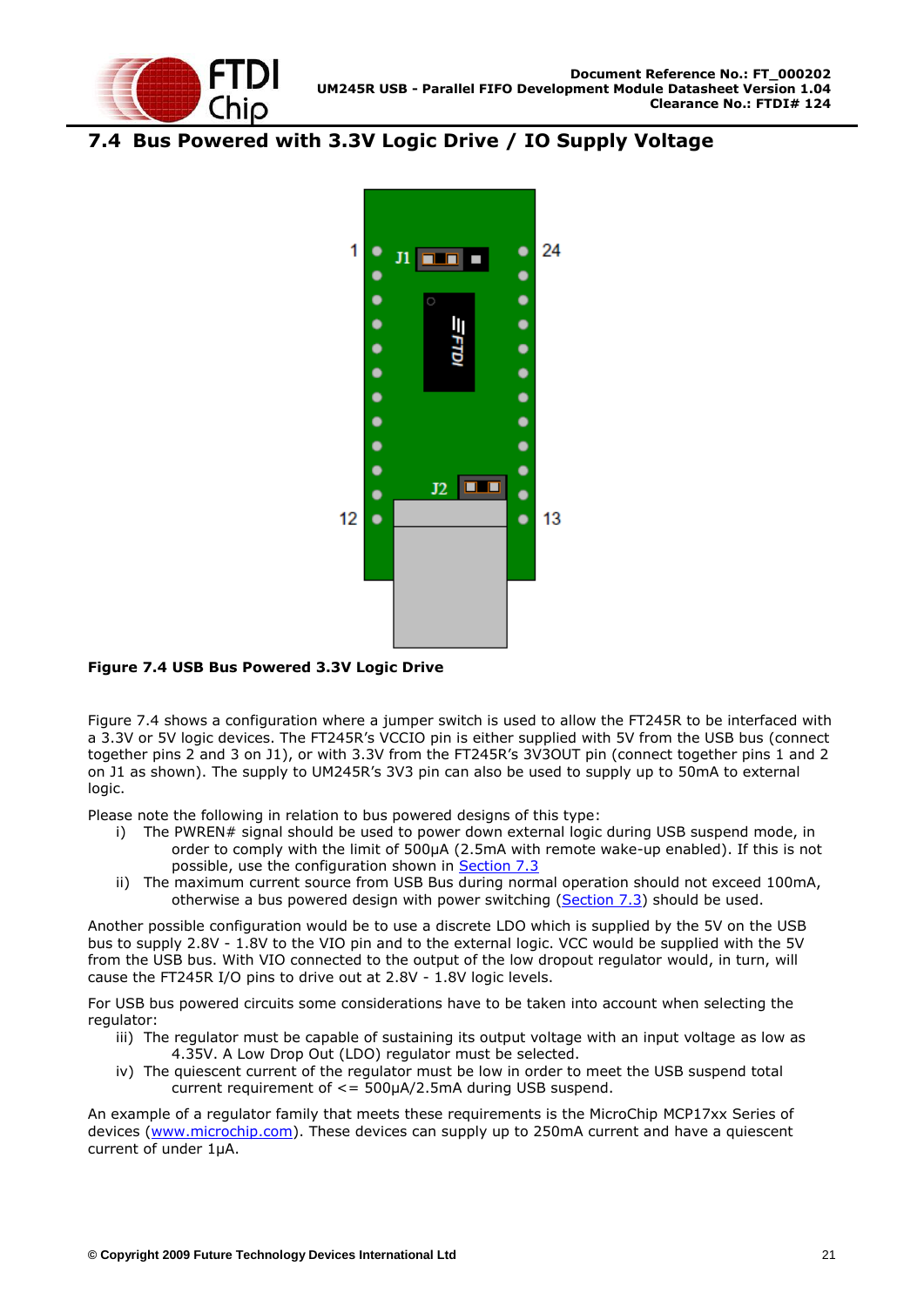## 7.4 Bus Powered with 3.3V Logic Drive / IO Supply Voltage

**Figure 7.4 USB Bus Powered 3.3V Logic Drive**

Figure 7.4 shows a configuration where a jumper switch is used to allow the FT245R to be interfaced with a 3.3V or 5V logic devices. The FT245R's VCCIO pin is either supplied with 5V from the USB bus (connect together pins 2 and 3 on J1), or with 3.3V from the FT245R's 3V3OUT pin (connect together pins 1 and 2 on J1 as shown). The supply to UM245R's 3V3 pin can also be used to supply up to 50mA to external logic.

Please note the following in relation to bus powered designs of this type:

i) The PWREN# signal should be used to power down external logic during USB suspend mode, in order to comply with the limit of 500μA (2.5mA with remote wake-up enabled). If this is not possible, use the configuration shown in Section 7.3

ii) The maximum current source from USB Bus during normal operation should not exceed 100mA, otherwise a bus powered design with power switching (Section 7.3) should be used.

Another possible configuration would be to use a discrete LDO which is supplied by the 5V on the USB bus to supply 2.8V - 1.8V to the VIO pin and to the external logic. VCC would be supplied with the 5V from the USB bus. With VIO connected to the output of the low dropout regulator would, in turn, will cause the FT245R I/O pins to drive out at 2.8V - 1.8V logic levels.

For USB bus powered circuits some considerations have to be taken into account when selecting the regulator:

iii) The regulator must be capable of sustaining its output voltage with an input voltage as low as 4.35V. A Low Drop Out (LDO) regulator must be selected.

iv) The quiescent current of the regulator must be low in order to meet the USB suspend total current requirement of <= 500μA/2.5mA during USB suspend.

An example of a regulator family that meets these requirements is the MicroChip MCP17xx Series of devices (www.microchip.com). These devices can supply up to 250mA current and have a quiescent current of under 1μA.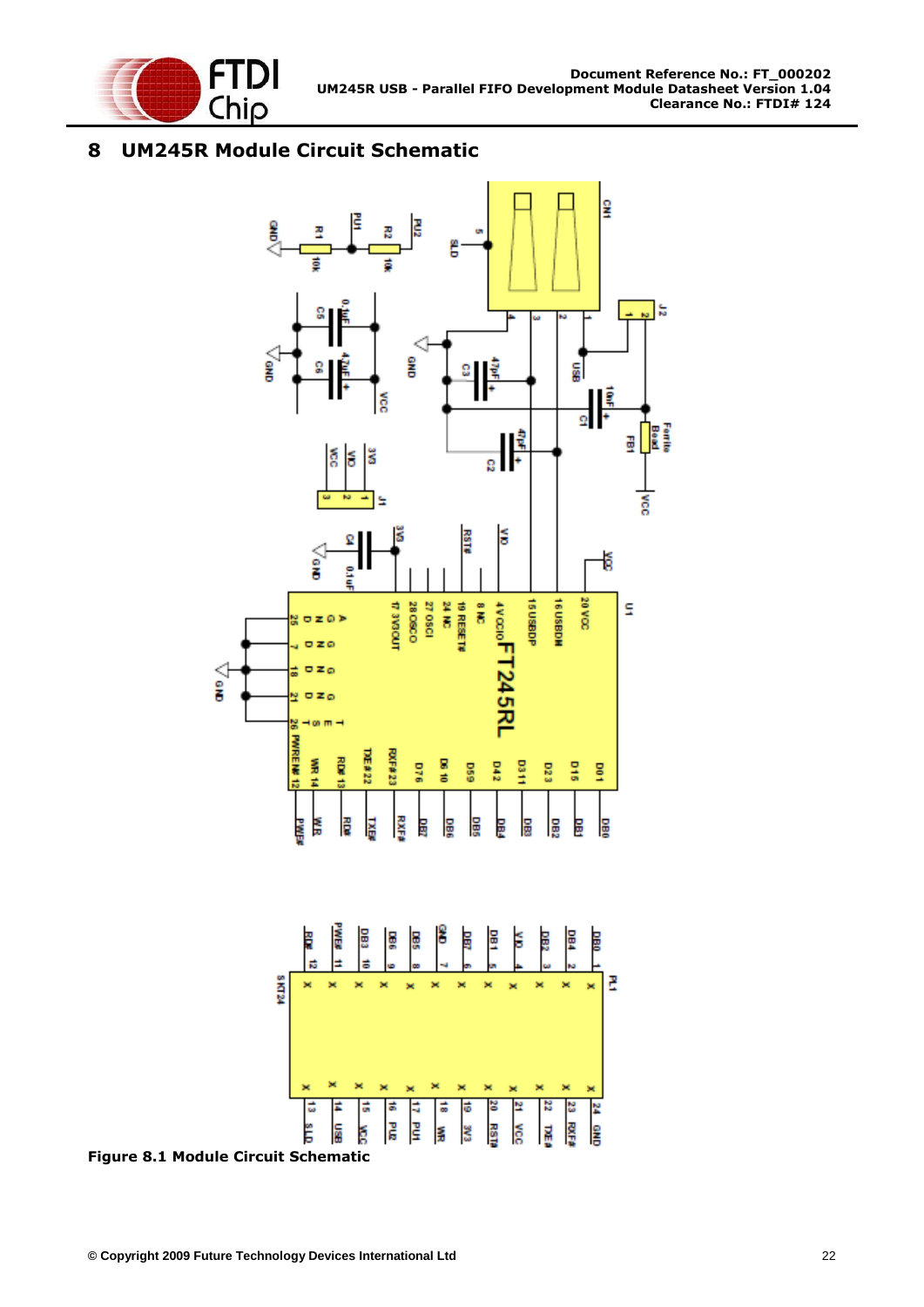# 8 UM245R Module Circuit Schematic

Figure 8.1 Module Circuit Schematic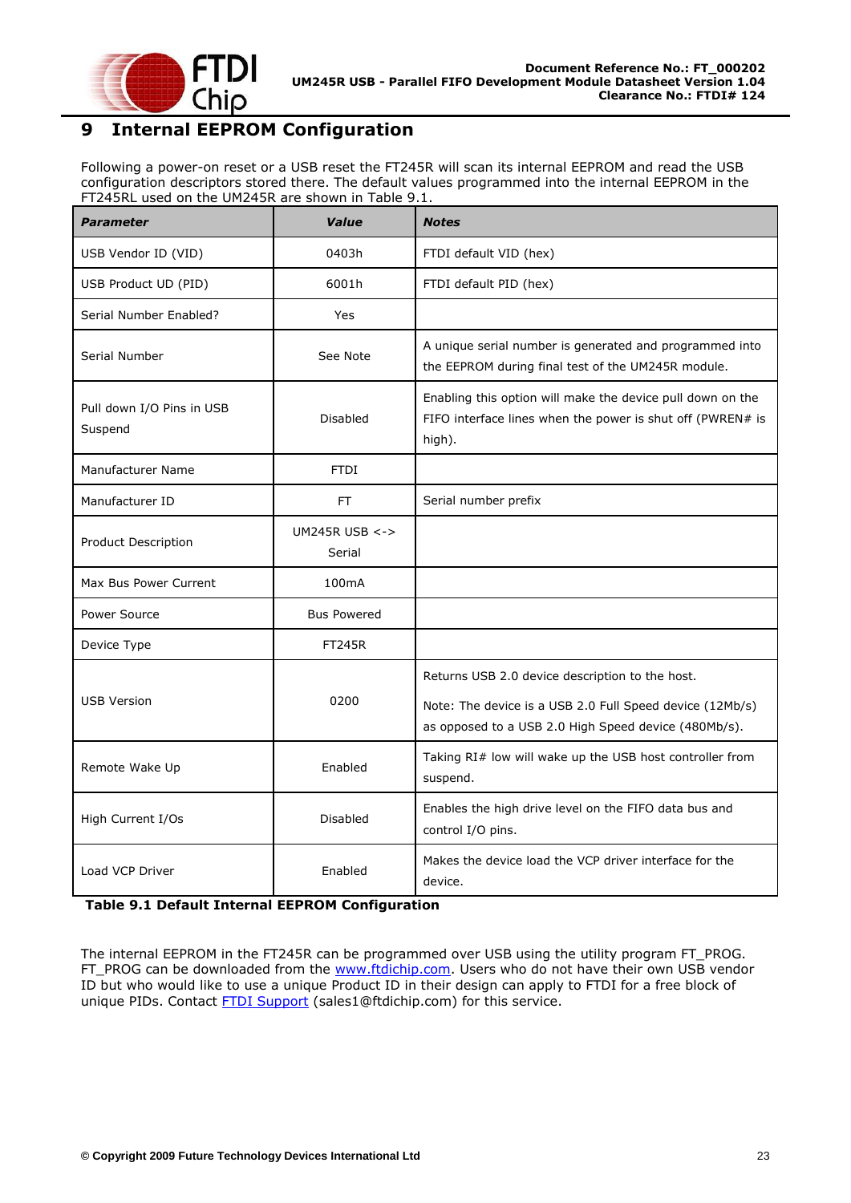# 9 Internal EEPROM Configuration

Following a power-on reset or a USB reset the FT245R will scan its internal EEPROM and read the USB configuration descriptors stored there. The default values programmed into the internal EEPROM in the FT245RL used on the UM245R are shown in Table 9.1.

| *Parameter* | *Value* | *Notes* |
| --- | --- | --- |
| USB Vendor ID (VID) | 0403h | FTDI default VID (hex) |
| USB Product UD (PID) | 6001h | FTDI default PID (hex) |
| Serial Number Enabled? | Yes | |
| Serial Number | See Note | A unique serial number is generated and programmed into the EEPROM during final test of the UM245R module. |
| Pull down I/O Pins in USB Suspend | Disabled | Enabling this option will make the device pull down on the FIFO interface lines when the power is shut off (PWREN# is high). |
| Manufacturer Name | FTDI | |
| Manufacturer ID | FT | Serial number prefix |
| Product Description | UM245R USB <-> Serial | |
| Max Bus Power Current | 100mA | |
| Power Source | Bus Powered | |
| Device Type | FT245R | |
| USB Version | 0200 | Returns USB 2.0 device description to the host. Note: The device is a USB 2.0 Full Speed device (12Mb/s) as opposed to a USB 2.0 High Speed device (480Mb/s). |
| Remote Wake Up | Enabled | Taking RI# low will wake up the USB host controller from suspend. |
| High Current I/Os | Disabled | Enables the high drive level on the FIFO data bus and control I/O pins. |
| Load VCP Driver | Enabled | Makes the device load the VCP driver interface for the device. |

**Table 9.1 Default Internal EEPROM Configuration**

The internal EEPROM in the FT245R can be programmed over USB using the utility program FT_PROG. FT_PROG can be downloaded from the www.ftdichip.com. Users who do not have their own USB vendor ID but who would like to use a unique Product ID in their design can apply to FTDI for a free block of unique PIDs. Contact FTDI Support (sales1@ftdichip.com) for this service.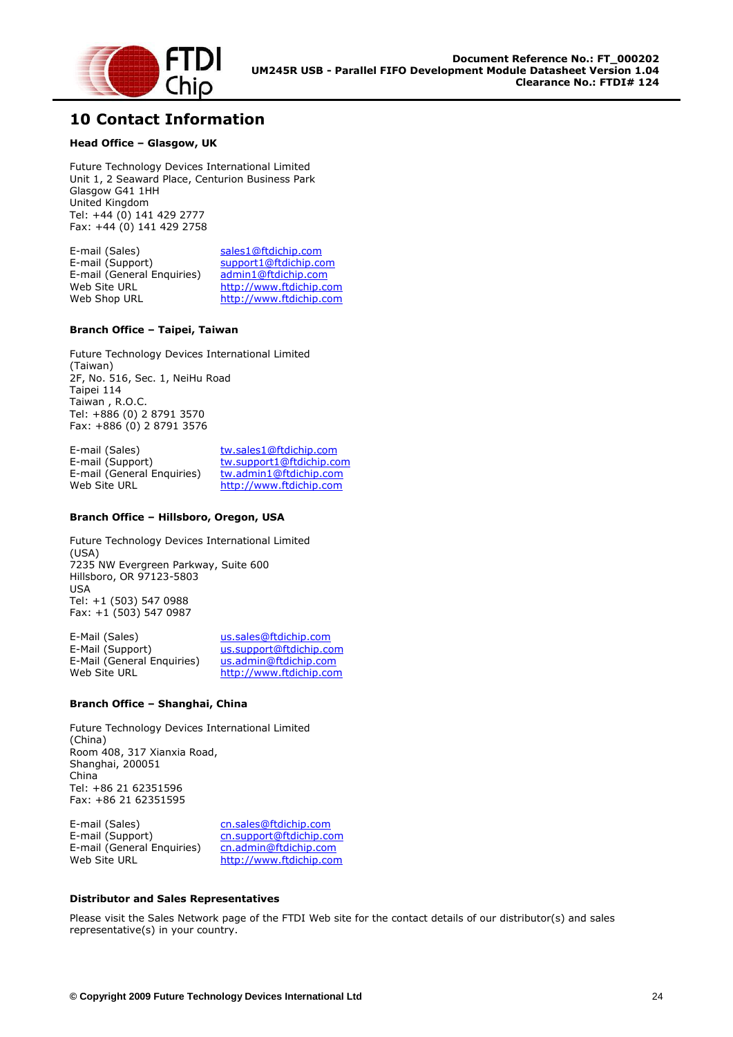# 10 Contact Information

**Head Office – Glasgow, UK**

Future Technology Devices International Limited
Unit 1, 2 Seaward Place, Centurion Business Park
Glasgow G41 1HH
United Kingdom
Tel: +44 (0) 141 429 2777
Fax: +44 (0) 141 429 2758

| | |
|---|---|
| E-mail (Sales) | sales1@ftdichip.com |
| E-mail (Support) | support1@ftdichip.com |
| E-mail (General Enquiries) | admin1@ftdichip.com |
| Web Site URL | http://www.ftdichip.com |
| Web Shop URL | http://www.ftdichip.com |

**Branch Office – Taipei, Taiwan**

Future Technology Devices International Limited (Taiwan)
2F, No. 516, Sec. 1, NeiHu Road
Taipei 114
Taiwan , R.O.C.
Tel: +886 (0) 2 8791 3570
Fax: +886 (0) 2 8791 3576

| | |
|---|---|
| E-mail (Sales) | tw.sales1@ftdichip.com |
| E-mail (Support) | tw.support1@ftdichip.com |
| E-mail (General Enquiries) | tw.admin1@ftdichip.com |
| Web Site URL | http://www.ftdichip.com |

**Branch Office – Hillsboro, Oregon, USA**

Future Technology Devices International Limited (USA)
7235 NW Evergreen Parkway, Suite 600
Hillsboro, OR 97123-5803
USA
Tel: +1 (503) 547 0988
Fax: +1 (503) 547 0987

| | |
|---|---|
| E-Mail (Sales) | us.sales@ftdichip.com |
| E-Mail (Support) | us.support@ftdichip.com |
| E-Mail (General Enquiries) | us.admin@ftdichip.com |
| Web Site URL | http://www.ftdichip.com |

**Branch Office – Shanghai, China**

Future Technology Devices International Limited (China)
Room 408, 317 Xianxia Road,
Shanghai, 200051
China
Tel: +86 21 62351596
Fax: +86 21 62351595

| | |
|---|---|
| E-mail (Sales) | cn.sales@ftdichip.com |
| E-mail (Support) | cn.support@ftdichip.com |
| E-mail (General Enquiries) | cn.admin@ftdichip.com |
| Web Site URL | http://www.ftdichip.com |

**Distributor and Sales Representatives**

Please visit the Sales Network page of the FTDI Web site for the contact details of our distributor(s) and sales representative(s) in your country.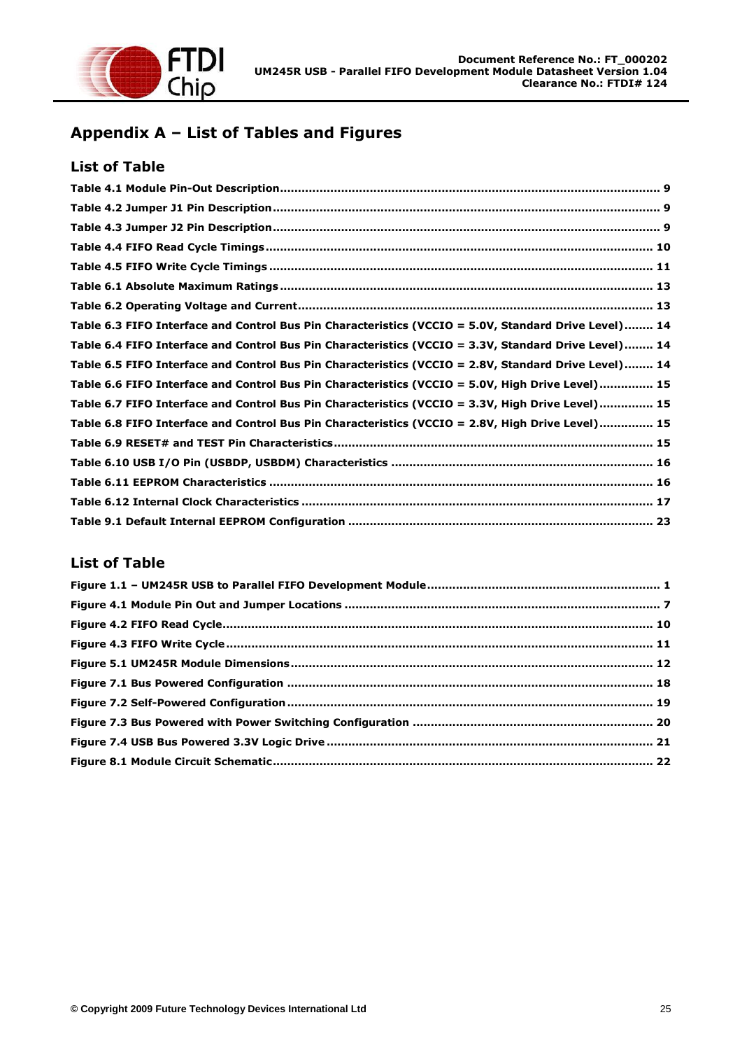# Appendix A – List of Tables and Figures

## List of Table

**Table 4.1 Module Pin-Out Description ........ 9**

**Table 4.2 Jumper J1 Pin Description ........ 9**

**Table 4.3 Jumper J2 Pin Description ........ 9**

**Table 4.4 FIFO Read Cycle Timings ........ 10**

**Table 4.5 FIFO Write Cycle Timings ........ 11**

**Table 6.1 Absolute Maximum Ratings ........ 13**

**Table 6.2 Operating Voltage and Current ........ 13**

**Table 6.3 FIFO Interface and Control Bus Pin Characteristics (VCCIO = 5.0V, Standard Drive Level) ........ 14**

**Table 6.4 FIFO Interface and Control Bus Pin Characteristics (VCCIO = 3.3V, Standard Drive Level) ........ 14**

**Table 6.5 FIFO Interface and Control Bus Pin Characteristics (VCCIO = 2.8V, Standard Drive Level) ........ 14**

**Table 6.6 FIFO Interface and Control Bus Pin Characteristics (VCCIO = 5.0V, High Drive Level) ........ 15**

**Table 6.7 FIFO Interface and Control Bus Pin Characteristics (VCCIO = 3.3V, High Drive Level) ........ 15**

**Table 6.8 FIFO Interface and Control Bus Pin Characteristics (VCCIO = 2.8V, High Drive Level) ........ 15**

**Table 6.9 RESET# and TEST Pin Characteristics ........ 15**

**Table 6.10 USB I/O Pin (USBDP, USBDM) Characteristics ........ 16**

**Table 6.11 EEPROM Characteristics ........ 16**

**Table 6.12 Internal Clock Characteristics ........ 17**

**Table 9.1 Default Internal EEPROM Configuration ........ 23**

## List of Table

**Figure 1.1 – UM245R USB to Parallel FIFO Development Module ........ 1**

**Figure 4.1 Module Pin Out and Jumper Locations ........ 7**

**Figure 4.2 FIFO Read Cycle ........ 10**

**Figure 4.3 FIFO Write Cycle ........ 11**

**Figure 5.1 UM245R Module Dimensions ........ 12**

**Figure 7.1 Bus Powered Configuration ........ 18**

**Figure 7.2 Self-Powered Configuration ........ 19**

**Figure 7.3 Bus Powered with Power Switching Configuration ........ 20**

**Figure 7.4 USB Bus Powered 3.3V Logic Drive ........ 21**

**Figure 8.1 Module Circuit Schematic ........ 22**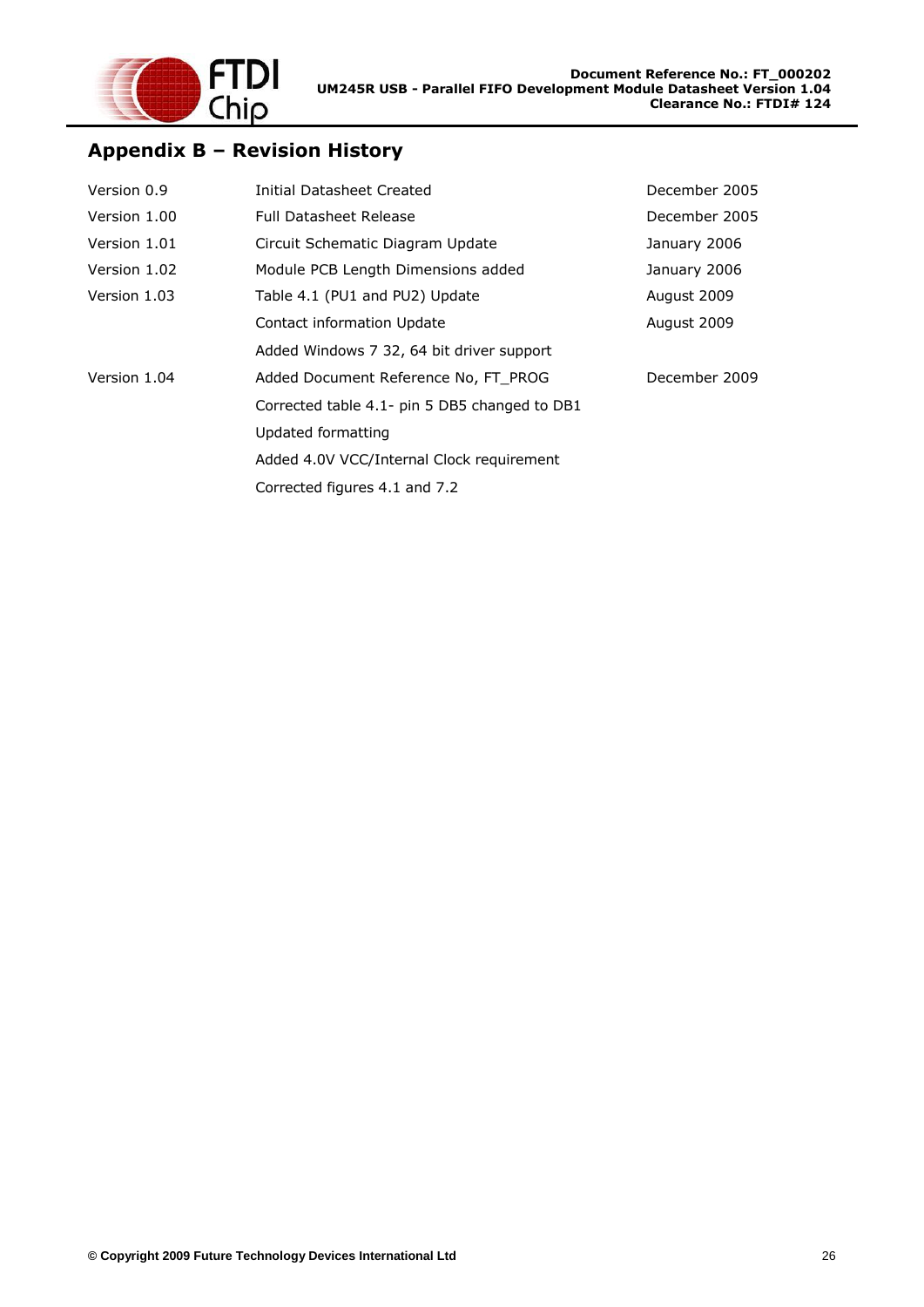## Appendix B – Revision History

| | | |
|---|---|---|
| Version 0.9 | Initial Datasheet Created | December 2005 |
| Version 1.00 | Full Datasheet Release | December 2005 |
| Version 1.01 | Circuit Schematic Diagram Update | January 2006 |
| Version 1.02 | Module PCB Length Dimensions added | January 2006 |
| Version 1.03 | Table 4.1 (PU1 and PU2) Update | August 2009 |
| | Contact information Update | August 2009 |
| | Added Windows 7 32, 64 bit driver support | |
| Version 1.04 | Added Document Reference No, FT_PROG | December 2009 |
| | Corrected table 4.1- pin 5 DB5 changed to DB1 | |
| | Updated formatting | |
| | Added 4.0V VCC/Internal Clock requirement | |
| | Corrected figures 4.1 and 7.2 | |